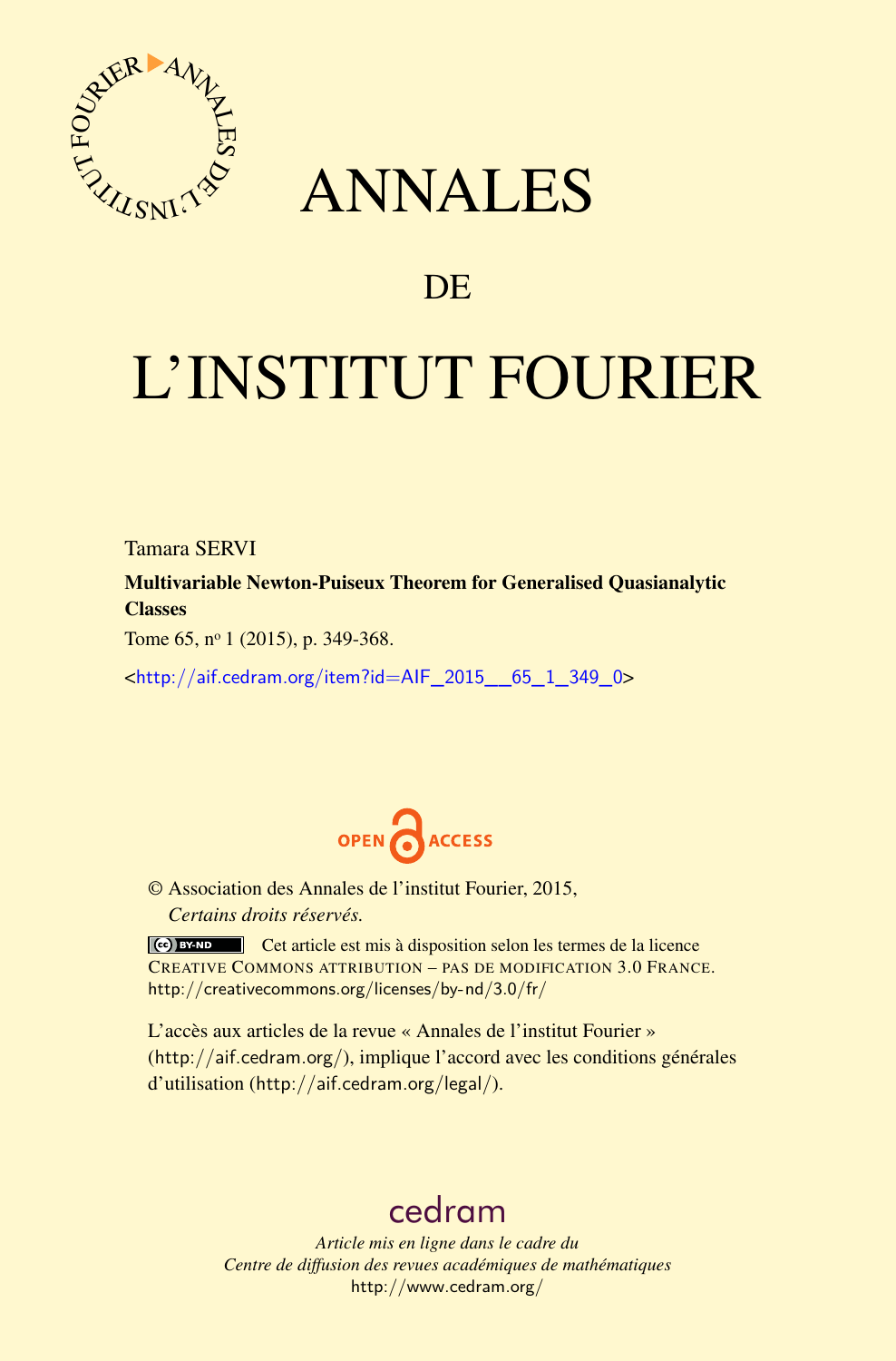# ANNALES

## DE

# L'INSTITUT FOURIER

Tamara SERVI

**Multivariable Newton-Puiseux Theorem for Generalised Quasianalytic Classes**

Tome 65, nº 1 (2015), p. 349-368.

<http://aif.cedram.org/item?id=AIF_2015__65_1_349_0>

OPEN ACCESS

© Association des Annales de l'institut Fourier, 2015,
*Certains droits réservés.*

Cet article est mis à disposition selon les termes de la licence CREATIVE COMMONS ATTRIBUTION – PAS DE MODIFICATION 3.0 FRANCE.
http://creativecommons.org/licenses/by-nd/3.0/fr/

L'accès aux articles de la revue « Annales de l'institut Fourier » (http://aif.cedram.org/), implique l'accord avec les conditions générales d'utilisation (http://aif.cedram.org/legal/).

cedram

*Article mis en ligne dans le cadre du*
*Centre de diffusion des revues académiques de mathématiques*
http://www.cedram.org/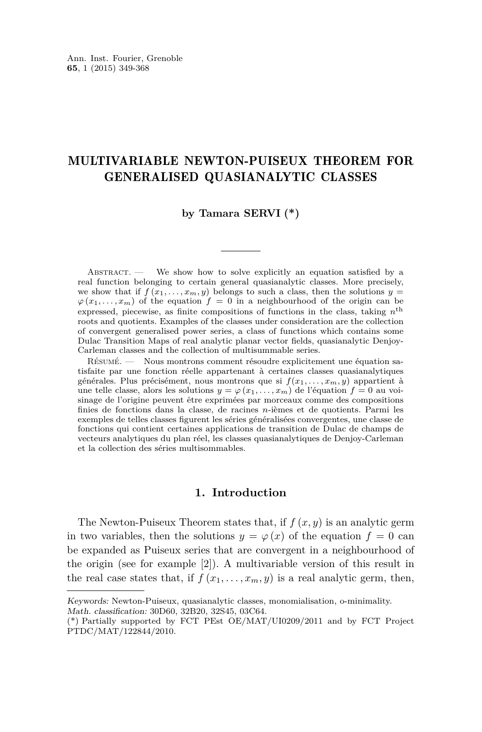# MULTIVARIABLE NEWTON-PUISEUX THEOREM FOR GENERALISED QUASIANALYTIC CLASSES

**by Tamara SERVI (*)**

Abstract. — We show how to solve explicitly an equation satisfied by a real function belonging to certain general quasianalytic classes. More precisely, we show that if $f(x_1, \ldots, x_m, y)$ belongs to such a class, then the solutions $y = \varphi(x_1, \ldots, x_m)$ of the equation $f = 0$ in a neighbourhood of the origin can be expressed, piecewise, as finite compositions of functions in the class, taking $n^{\text{th}}$ roots and quotients. Examples of the classes under consideration are the collection of convergent generalised power series, a class of functions which contains some Dulac Transition Maps of real analytic planar vector fields, quasianalytic Denjoy-Carleman classes and the collection of multisummable series.

Résumé. — Nous montrons comment résoudre explicitement une équation satisfaite par une fonction réelle appartenant à certaines classes quasianalytiques générales. Plus précisément, nous montrons que si $f(x_1, \ldots, x_m, y)$ appartient à une telle classe, alors les solutions $y = \varphi(x_1, \ldots, x_m)$ de l'équation $f = 0$ au voisinage de l'origine peuvent être exprimées par morceaux comme des compositions finies de fonctions dans la classe, de racines $n$-ièmes et de quotients. Parmi les exemples de telles classes figurent les séries généralisées convergentes, une classe de fonctions qui contient certaines applications de transition de Dulac de champs de vecteurs analytiques du plan réel, les classes quasianalytiques de Denjoy-Carleman et la collection des séries multisommables.

## 1. Introduction

The Newton-Puiseux Theorem states that, if $f(x, y)$ is an analytic germ in two variables, then the solutions $y = \varphi(x)$ of the equation $f = 0$ can be expanded as Puiseux series that are convergent in a neighbourhood of the origin (see for example [2]). A multivariable version of this result in the real case states that, if $f(x_1, \ldots, x_m, y)$ is a real analytic germ, then,

---

*Keywords:* Newton-Puiseux, quasianalytic classes, monomialisation, o-minimality.
*Math. classification:* 30D60, 32B20, 32S45, 03C64.
(*) Partially supported by FCT PEst OE/MAT/UI0209/2011 and by FCT Project PTDC/MAT/122844/2010.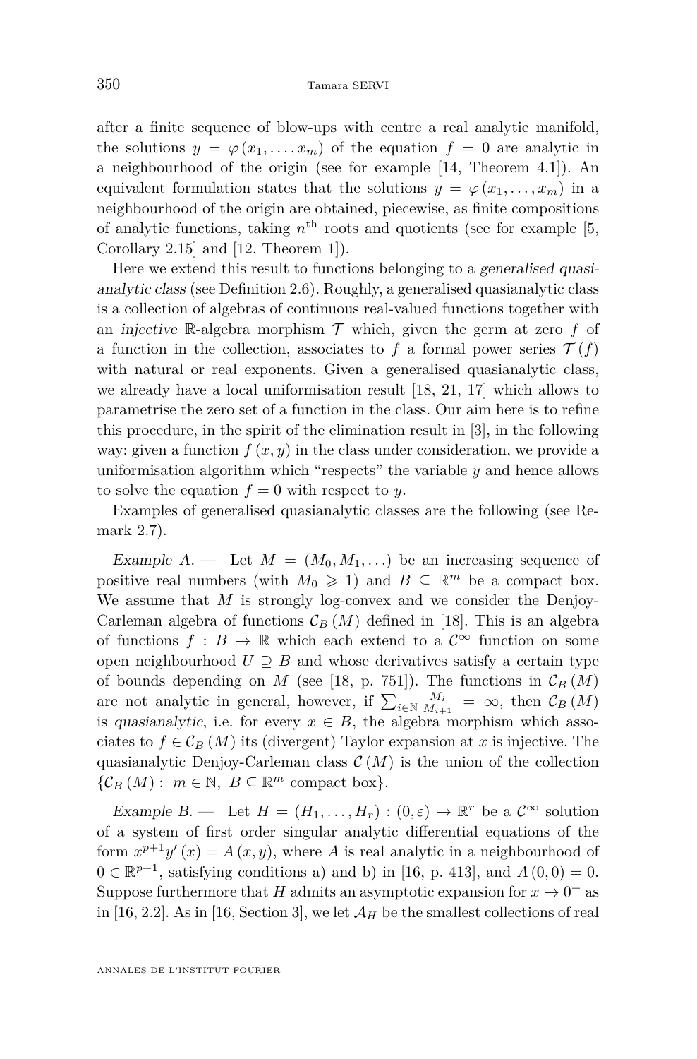after a finite sequence of blow-ups with centre a real analytic manifold, the solutions $y = \varphi(x_1, \dots, x_m)$ of the equation $f = 0$ are analytic in a neighbourhood of the origin (see for example [14, Theorem 4.1]). An equivalent formulation states that the solutions $y = \varphi(x_1, \dots, x_m)$ in a neighbourhood of the origin are obtained, piecewise, as finite compositions of analytic functions, taking $n^{\text{th}}$ roots and quotients (see for example [5, Corollary 2.15] and [12, Theorem 1]).

Here we extend this result to functions belonging to a *generalised quasianalytic class* (see Definition 2.6). Roughly, a generalised quasianalytic class is a collection of algebras of continuous real-valued functions together with an *injective* $\mathbb{R}$-algebra morphism $\mathcal{T}$ which, given the germ at zero $f$ of a function in the collection, associates to $f$ a formal power series $\mathcal{T}(f)$ with natural or real exponents. Given a generalised quasianalytic class, we already have a local uniformisation result [18, 21, 17] which allows to parametrise the zero set of a function in the class. Our aim here is to refine this procedure, in the spirit of the elimination result in [3], in the following way: given a function $f(x, y)$ in the class under consideration, we provide a uniformisation algorithm which "respects" the variable $y$ and hence allows to solve the equation $f = 0$ with respect to $y$.

Examples of generalised quasianalytic classes are the following (see Remark 2.7).

*Example A.* — Let $M = (M_0, M_1, \dots)$ be an increasing sequence of positive real numbers (with $M_0 \geqslant 1$) and $B \subseteq \mathbb{R}^m$ be a compact box. We assume that $M$ is strongly log-convex and we consider the Denjoy-Carleman algebra of functions $\mathcal{C}_B(M)$ defined in [18]. This is an algebra of functions $f : B \to \mathbb{R}$ which each extend to a $\mathcal{C}^\infty$ function on some open neighbourhood $U \supseteq B$ and whose derivatives satisfy a certain type of bounds depending on $M$ (see [18, p. 751]). The functions in $\mathcal{C}_B(M)$ are not analytic in general, however, if $\sum_{i \in \mathbb{N}} \frac{M_i}{M_{i+1}} = \infty$, then $\mathcal{C}_B(M)$ is *quasianalytic*, i.e. for every $x \in B$, the algebra morphism which associates to $f \in \mathcal{C}_B(M)$ its (divergent) Taylor expansion at $x$ is injective. The quasianalytic Denjoy-Carleman class $\mathcal{C}(M)$ is the union of the collection $\{\mathcal{C}_B(M) : \ m \in \mathbb{N}, \ B \subseteq \mathbb{R}^m \text{ compact box}\}$.

*Example B.* — Let $H = (H_1, \dots, H_r) : (0, \varepsilon) \to \mathbb{R}^r$ be a $\mathcal{C}^\infty$ solution of a system of first order singular analytic differential equations of the form $x^{p+1} y'(x) = A(x, y)$, where $A$ is real analytic in a neighbourhood of $0 \in \mathbb{R}^{p+1}$, satisfying conditions a) and b) in [16, p. 413], and $A(0, 0) = 0$. Suppose furthermore that $H$ admits an asymptotic expansion for $x \to 0^+$ as in [16, 2.2]. As in [16, Section 3], we let $\mathcal{A}_H$ be the smallest collections of real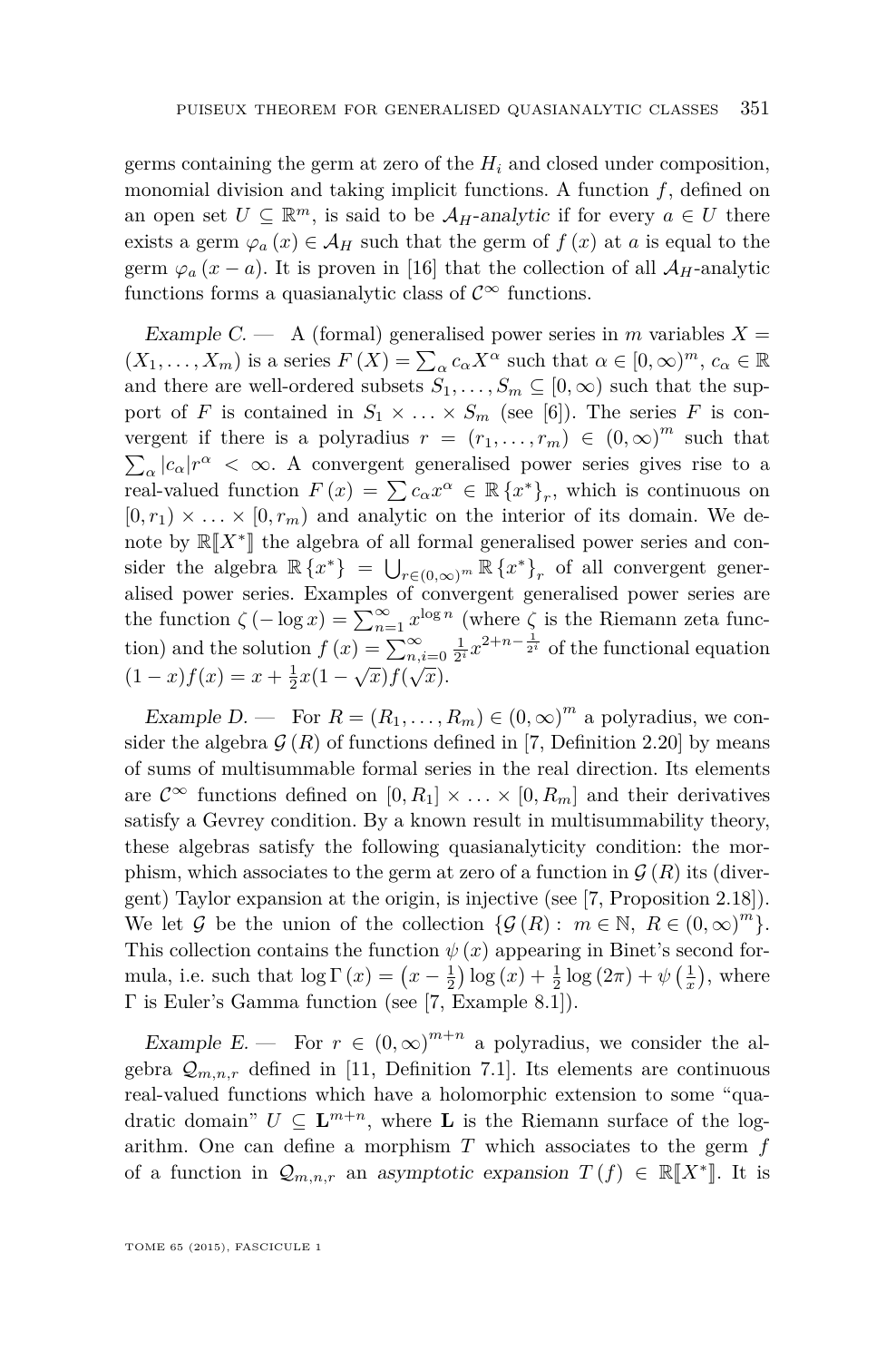germs containing the germ at zero of the $H_i$ and closed under composition, monomial division and taking implicit functions. A function $f$, defined on an open set $U \subseteq \mathbb{R}^m$, is said to be *$\mathcal{A}_H$-analytic* if for every $a \in U$ there exists a germ $\varphi_a(x) \in \mathcal{A}_H$ such that the germ of $f(x)$ at $a$ is equal to the germ $\varphi_a(x-a)$. It is proven in [16] that the collection of all $\mathcal{A}_H$-analytic functions forms a quasianalytic class of $\mathcal{C}^\infty$ functions.

*Example C.* — A (formal) generalised power series in $m$ variables $X = (X_1, \ldots, X_m)$ is a series $F(X) = \sum_\alpha c_\alpha X^\alpha$ such that $\alpha \in [0,\infty)^m$, $c_\alpha \in \mathbb{R}$ and there are well-ordered subsets $S_1, \ldots, S_m \subseteq [0,\infty)$ such that the support of $F$ is contained in $S_1 \times \ldots \times S_m$ (see [6]). The series $F$ is convergent if there is a polyradius $r = (r_1, \ldots, r_m) \in (0,\infty)^m$ such that $\sum_\alpha |c_\alpha| r^\alpha < \infty$. A convergent generalised power series gives rise to a real-valued function $F(x) = \sum c_\alpha x^\alpha \in \mathbb{R}\{x^*\}_r$, which is continuous on $[0, r_1) \times \ldots \times [0, r_m)$ and analytic on the interior of its domain. We denote by $\mathbb{R}[\![X^*]\!]$ the algebra of all formal generalised power series and consider the algebra $\mathbb{R}\{x^*\} = \bigcup_{r\in(0,\infty)^m} \mathbb{R}\{x^*\}_r$ of all convergent generalised power series. Examples of convergent generalised power series are the function $\zeta(-\log x) = \sum_{n=1}^\infty x^{\log n}$ (where $\zeta$ is the Riemann zeta function) and the solution $f(x) = \sum_{n,i=0}^\infty \frac{1}{2^i} x^{2+n-\frac{1}{2^i}}$ of the functional equation $(1-x)f(x) = x + \frac{1}{2}x(1-\sqrt{x})f(\sqrt{x})$.

*Example D.* — For $R = (R_1, \ldots, R_m) \in (0,\infty)^m$ a polyradius, we consider the algebra $\mathcal{G}(R)$ of functions defined in [7, Definition 2.20] by means of sums of multisummable formal series in the real direction. Its elements are $\mathcal{C}^\infty$ functions defined on $[0, R_1] \times \ldots \times [0, R_m]$ and their derivatives satisfy a Gevrey condition. By a known result in multisummability theory, these algebras satisfy the following quasianalyticity condition: the morphism, which associates to the germ at zero of a function in $\mathcal{G}(R)$ its (divergent) Taylor expansion at the origin, is injective (see [7, Proposition 2.18]). We let $\mathcal{G}$ be the union of the collection $\{\mathcal{G}(R) : m \in \mathbb{N},\ R \in (0,\infty)^m\}$. This collection contains the function $\psi(x)$ appearing in Binet's second formula, i.e. such that $\log \Gamma(x) = \left(x - \frac{1}{2}\right)\log(x) + \frac{1}{2}\log(2\pi) + \psi\left(\frac{1}{x}\right)$, where $\Gamma$ is Euler's Gamma function (see [7, Example 8.1]).

*Example E.* — For $r \in (0,\infty)^{m+n}$ a polyradius, we consider the algebra $\mathcal{Q}_{m,n,r}$ defined in [11, Definition 7.1]. Its elements are continuous real-valued functions which have a holomorphic extension to some "quadratic domain" $U \subseteq \mathbf{L}^{m+n}$, where $\mathbf{L}$ is the Riemann surface of the logarithm. One can define a morphism $T$ which associates to the germ $f$ of a function in $\mathcal{Q}_{m,n,r}$ an *asymptotic expansion* $T(f) \in \mathbb{R}[\![X^*]\!]$. It is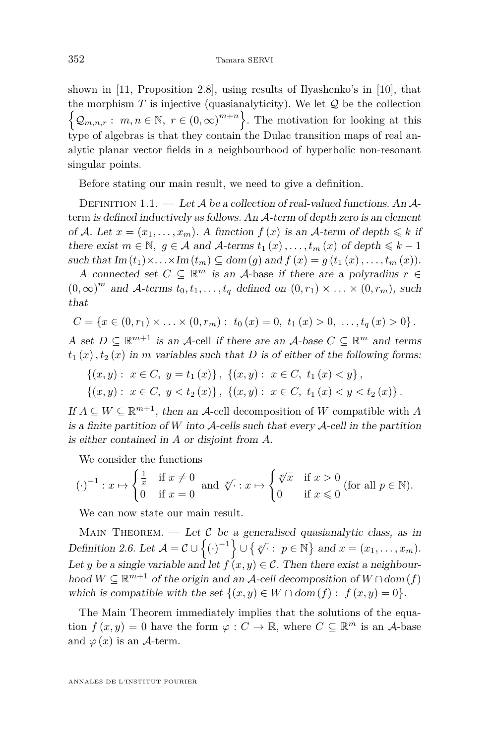shown in [11, Proposition 2.8], using results of Ilyashenko's in [10], that the morphism $T$ is injective (quasianalyticity). We let $\mathcal{Q}$ be the collection $\left\{\mathcal{Q}_{m,n,r}:\ m,n\in\mathbb{N},\ r\in(0,\infty)^{m+n}\right\}$. The motivation for looking at this type of algebras is that they contain the Dulac transition maps of real analytic planar vector fields in a neighbourhood of hyperbolic non-resonant singular points.

Before stating our main result, we need to give a definition.

Definition 1.1. — *Let $\mathcal{A}$ be a collection of real-valued functions. An $\mathcal{A}$-*term *is defined inductively as follows. An $\mathcal{A}$-term of depth zero is an element of $\mathcal{A}$. Let $x=(x_1,\dots,x_m)$. A function $f(x)$ is an $\mathcal{A}$-term of depth $\leqslant k$ if there exist $m\in\mathbb{N}$, $g\in\mathcal{A}$ and $\mathcal{A}$-terms $t_1(x),\dots,t_m(x)$ of depth $\leqslant k-1$ such that $\mathrm{Im}(t_1)\times\ldots\times\mathrm{Im}(t_m)\subseteq dom(g)$ and $f(x)=g(t_1(x),\dots,t_m(x))$.*

*A connected set $C\subseteq\mathbb{R}^m$ is an $\mathcal{A}$-*base *if there are a polyradius $r\in(0,\infty)^m$ and $\mathcal{A}$-terms $t_0,t_1,\dots,t_q$ defined on $(0,r_1)\times\ldots\times(0,r_m)$, such that*

$$C=\{x\in(0,r_1)\times\ldots\times(0,r_m):\ t_0(x)=0,\ t_1(x)>0,\ \dots,t_q(x)>0\}.$$

*A set $D\subseteq\mathbb{R}^{m+1}$ is an $\mathcal{A}$-*cell *if there are an $\mathcal{A}$-base $C\subseteq\mathbb{R}^m$ and terms $t_1(x),t_2(x)$ in $m$ variables such that $D$ is of either of the following forms:*

$$\{(x,y):\ x\in C,\ y=t_1(x)\},\ \{(x,y):\ x\in C,\ t_1(x)<y\},$$
$$\{(x,y):\ x\in C,\ y<t_2(x)\},\ \{(x,y):\ x\in C,\ t_1(x)<y<t_2(x)\}.$$

*If $A\subseteq W\subseteq\mathbb{R}^{m+1}$, then an $\mathcal{A}$-*cell decomposition *of $W$* compatible *with $A$ is a finite partition of $W$ into $\mathcal{A}$-cells such that every $\mathcal{A}$-cell in the partition is either contained in $A$ or disjoint from $A$.*

We consider the functions

$$(\cdot)^{-1}:x\mapsto\begin{cases}\frac{1}{x} & \text{if } x\neq 0\\ 0 & \text{if } x=0\end{cases}\ \text{and}\ \sqrt[p]{\cdot}:x\mapsto\begin{cases}\sqrt[p]{x} & \text{if } x>0\\ 0 & \text{if } x\leqslant 0\end{cases}\ (\text{for all } p\in\mathbb{N}).$$

We can now state our main result.

Main Theorem. — *Let $\mathcal{C}$ be a generalised quasianalytic class, as in Definition 2.6. Let $\mathcal{A}=\mathcal{C}\cup\left\{(\cdot)^{-1}\right\}\cup\left\{\sqrt[p]{\cdot}:\ p\in\mathbb{N}\right\}$ and $x=(x_1,\dots,x_m)$. Let $y$ be a single variable and let $f(x,y)\in\mathcal{C}$. Then there exist a neighbourhood $W\subseteq\mathbb{R}^{m+1}$ of the origin and an $\mathcal{A}$-cell decomposition of $W\cap dom(f)$ which is compatible with the set $\{(x,y)\in W\cap dom(f):\ f(x,y)=0\}$.*

The Main Theorem immediately implies that the solutions of the equation $f(x,y)=0$ have the form $\varphi:C\to\mathbb{R}$, where $C\subseteq\mathbb{R}^m$ is an $\mathcal{A}$-base and $\varphi(x)$ is an $\mathcal{A}$-term.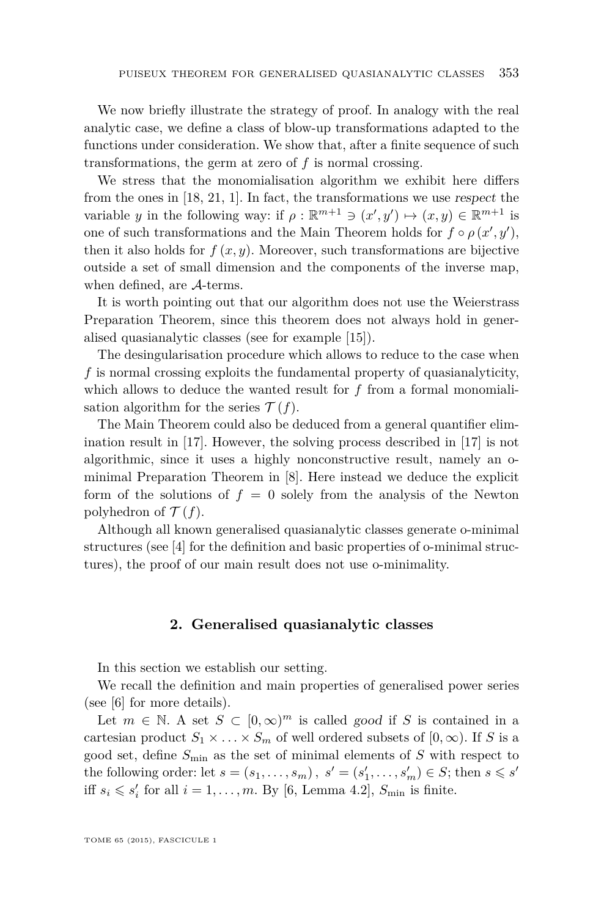We now briefly illustrate the strategy of proof. In analogy with the real analytic case, we define a class of blow-up transformations adapted to the functions under consideration. We show that, after a finite sequence of such transformations, the germ at zero of $f$ is normal crossing.

We stress that the monomialisation algorithm we exhibit here differs from the ones in [18, 21, 1]. In fact, the transformations we use *respect* the variable $y$ in the following way: if $\rho : \mathbb{R}^{m+1} \ni (x', y') \mapsto (x, y) \in \mathbb{R}^{m+1}$ is one of such transformations and the Main Theorem holds for $f \circ \rho(x', y')$, then it also holds for $f(x, y)$. Moreover, such transformations are bijective outside a set of small dimension and the components of the inverse map, when defined, are $\mathcal{A}$-terms.

It is worth pointing out that our algorithm does not use the Weierstrass Preparation Theorem, since this theorem does not always hold in generalised quasianalytic classes (see for example [15]).

The desingularisation procedure which allows to reduce to the case when $f$ is normal crossing exploits the fundamental property of quasianalyticity, which allows to deduce the wanted result for $f$ from a formal monomialisation algorithm for the series $\mathcal{T}(f)$.

The Main Theorem could also be deduced from a general quantifier elimination result in [17]. However, the solving process described in [17] is not algorithmic, since it uses a highly nonconstructive result, namely an o-minimal Preparation Theorem in [8]. Here instead we deduce the explicit form of the solutions of $f = 0$ solely from the analysis of the Newton polyhedron of $\mathcal{T}(f)$.

Although all known generalised quasianalytic classes generate o-minimal structures (see [4] for the definition and basic properties of o-minimal structures), the proof of our main result does not use o-minimality.

## 2. Generalised quasianalytic classes

In this section we establish our setting.

We recall the definition and main properties of generalised power series (see [6] for more details).

Let $m \in \mathbb{N}$. A set $S \subset [0, \infty)^m$ is called *good* if $S$ is contained in a cartesian product $S_1 \times \ldots \times S_m$ of well ordered subsets of $[0, \infty)$. If $S$ is a good set, define $S_{\min}$ as the set of minimal elements of $S$ with respect to the following order: let $s = (s_1, \ldots, s_m)$, $s' = (s'_1, \ldots, s'_m) \in S$; then $s \leqslant s'$ iff $s_i \leqslant s'_i$ for all $i = 1, \ldots, m$. By [6, Lemma 4.2], $S_{\min}$ is finite.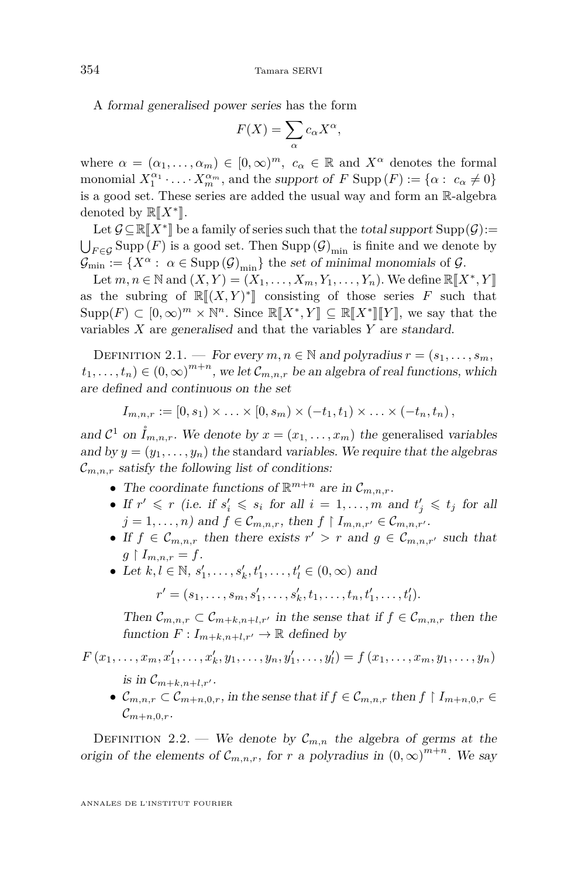A *formal generalised power series* has the form

$$F(X) = \sum_{\alpha} c_\alpha X^\alpha,$$

where $\alpha = (\alpha_1, \ldots, \alpha_m) \in [0, \infty)^m$, $c_\alpha \in \mathbb{R}$ and $X^\alpha$ denotes the formal monomial $X_1^{\alpha_1} \cdot \ldots \cdot X_m^{\alpha_m}$, and the *support of* $F$ $\mathrm{Supp}\,(F) := \{\alpha :\ c_\alpha \neq 0\}$ is a good set. These series are added the usual way and form an $\mathbb{R}$-algebra denoted by $\mathbb{R}[\![X^*]\!]$.

Let $\mathcal{G} \subseteq \mathbb{R}[\![X^*]\!]$ be a family of series such that the *total support* $\mathrm{Supp}(\mathcal{G}) := \bigcup_{F \in \mathcal{G}} \mathrm{Supp}\,(F)$ is a good set. Then $\mathrm{Supp}\,(\mathcal{G})_{\min}$ is finite and we denote by $\mathcal{G}_{\min} := \{X^\alpha :\ \alpha \in \mathrm{Supp}\,(\mathcal{G})_{\min}\}$ the *set of minimal monomials* of $\mathcal{G}$.

Let $m, n \in \mathbb{N}$ and $(X, Y) = (X_1, \ldots, X_m, Y_1, \ldots, Y_n)$. We define $\mathbb{R}[\![X^*, Y]\!]$ as the subring of $\mathbb{R}[\![(X, Y)^*]\!]$ consisting of those series $F$ such that $\mathrm{Supp}(F) \subset [0, \infty)^m \times \mathbb{N}^n$. Since $\mathbb{R}[\![X^*, Y]\!] \subseteq \mathbb{R}[\![X^*]\!][\![Y]\!]$, we say that the variables $X$ are *generalised* and that the variables $Y$ are *standard*.

Definition 2.1. — *For every $m, n \in \mathbb{N}$ and polyradius $r = (s_1, \ldots, s_m, t_1, \ldots, t_n) \in (0, \infty)^{m+n}$, we let $\mathcal{C}_{m,n,r}$ be an algebra of real functions, which are defined and continuous on the set*

$$I_{m,n,r} := [0, s_1) \times \ldots \times [0, s_m) \times (-t_1, t_1) \times \ldots \times (-t_n, t_n),$$

*and $\mathcal{C}^1$ on $\mathring{I}_{m,n,r}$. We denote by $x = (x_1, \ldots, x_m)$ the* generalised *variables and by $y = (y_1, \ldots, y_n)$ the* standard *variables. We require that the algebras $\mathcal{C}_{m,n,r}$ satisfy the following list of conditions:*

- *The coordinate functions of $\mathbb{R}^{m+n}$ are in $\mathcal{C}_{m,n,r}$.*
- *If $r' \leqslant r$ (i.e. if $s'_i \leqslant s_i$ for all $i = 1, \ldots, m$ and $t'_j \leqslant t_j$ for all $j = 1, \ldots, n$) and $f \in \mathcal{C}_{m,n,r}$, then $f \restriction I_{m,n,r'} \in \mathcal{C}_{m,n,r'}$.*
- *If $f \in \mathcal{C}_{m,n,r}$ then there exists $r' > r$ and $g \in \mathcal{C}_{m,n,r'}$ such that $g \restriction I_{m,n,r} = f$.*
- *Let $k, l \in \mathbb{N}$, $s'_1, \ldots, s'_k, t'_1, \ldots, t'_l \in (0, \infty)$ and*

  $$r' = (s_1, \ldots, s_m, s'_1, \ldots, s'_k, t_1, \ldots, t_n, t'_1, \ldots, t'_l).$$

  *Then $\mathcal{C}_{m,n,r} \subset \mathcal{C}_{m+k,n+l,r'}$ in the sense that if $f \in \mathcal{C}_{m,n,r}$ then the function $F : I_{m+k,n+l,r'} \to \mathbb{R}$ defined by*

  $$F(x_1, \ldots, x_m, x'_1, \ldots, x'_k, y_1, \ldots, y_n, y'_1, \ldots, y'_l) = f(x_1, \ldots, x_m, y_1, \ldots, y_n)$$

  *is in $\mathcal{C}_{m+k,n+l,r'}$.*
- *$\mathcal{C}_{m,n,r} \subset \mathcal{C}_{m+n,0,r}$, in the sense that if $f \in \mathcal{C}_{m,n,r}$ then $f \restriction I_{m+n,0,r} \in \mathcal{C}_{m+n,0,r}$.*

Definition 2.2. — *We denote by $\mathcal{C}_{m,n}$ the algebra of germs at the origin of the elements of $\mathcal{C}_{m,n,r}$, for $r$ a polyradius in $(0, \infty)^{m+n}$. We say*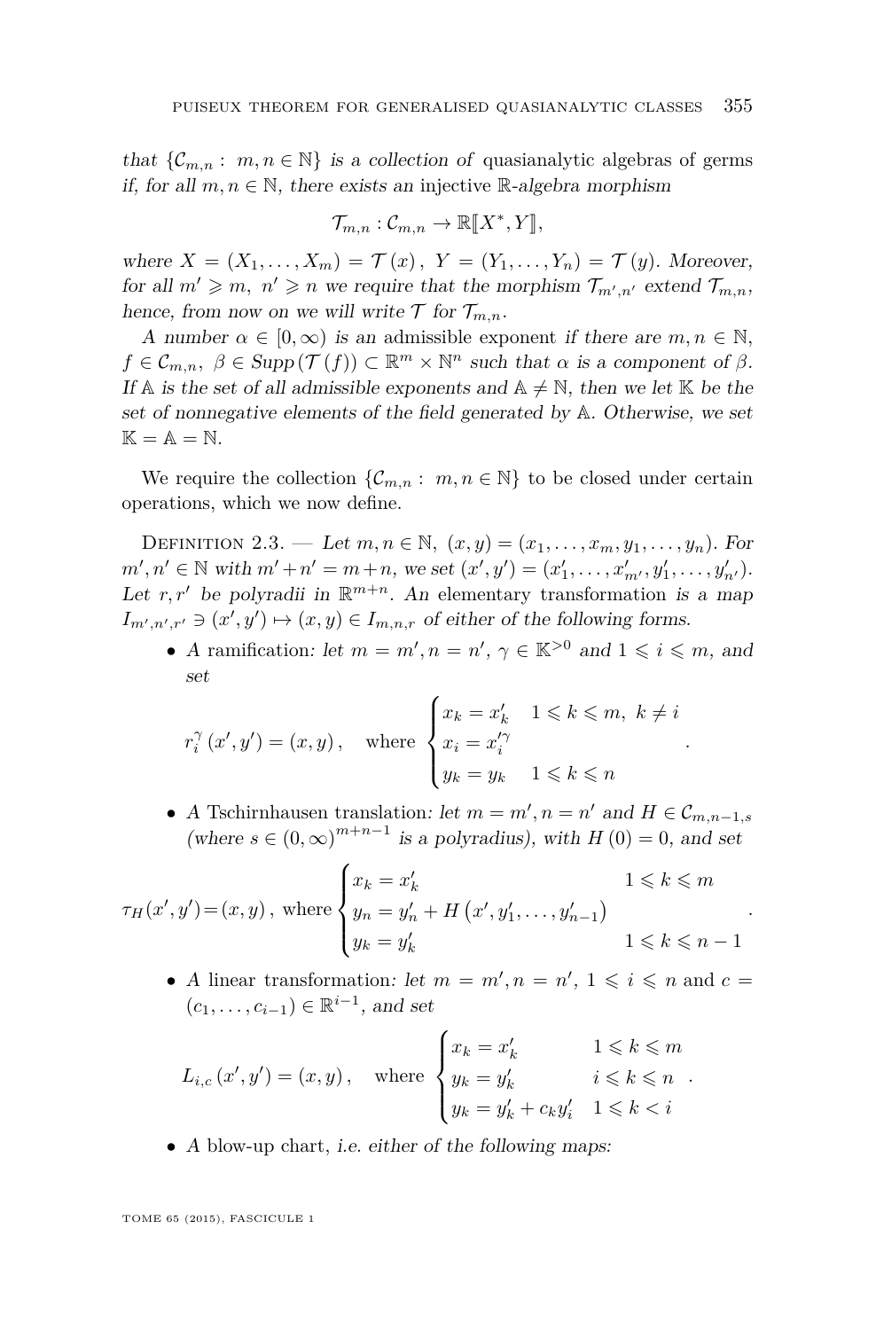*that* $\{\mathcal{C}_{m,n}: m,n\in\mathbb{N}\}$ *is a collection of* quasianalytic algebras of germs *if, for all* $m,n\in\mathbb{N}$*, there exists an* injective $\mathbb{R}$*-algebra morphism*

$$\mathcal{T}_{m,n}:\mathcal{C}_{m,n}\to\mathbb{R}[\![X^*,Y]\!],$$

*where* $X=(X_1,\ldots,X_m)=\mathcal{T}(x)$, $Y=(Y_1,\ldots,Y_n)=\mathcal{T}(y)$*. Moreover, for all* $m'\geqslant m$, $n'\geqslant n$ *we require that the morphism* $\mathcal{T}_{m',n'}$ *extend* $\mathcal{T}_{m,n}$*, hence, from now on we will write* $\mathcal{T}$ *for* $\mathcal{T}_{m,n}$*.*

*A number* $\alpha\in[0,\infty)$ *is an* admissible exponent *if there are* $m,n\in\mathbb{N}$, $f\in\mathcal{C}_{m,n}$, $\beta\in Supp(\mathcal{T}(f))\subset\mathbb{R}^m\times\mathbb{N}^n$ *such that* $\alpha$ *is a component of* $\beta$*. If* $\mathbb{A}$ *is the set of all admissible exponents and* $\mathbb{A}\neq\mathbb{N}$*, then we let* $\mathbb{K}$ *be the set of nonnegative elements of the field generated by* $\mathbb{A}$*. Otherwise, we set* $\mathbb{K}=\mathbb{A}=\mathbb{N}$*.*

We require the collection $\{\mathcal{C}_{m,n}: m,n\in\mathbb{N}\}$ to be closed under certain operations, which we now define.

Definition 2.3. — *Let* $m,n\in\mathbb{N}$, $(x,y)=(x_1,\ldots,x_m,y_1,\ldots,y_n)$*. For* $m',n'\in\mathbb{N}$ *with* $m'+n'=m+n$*, we set* $(x',y')=(x'_1,\ldots,x'_{m'},y'_1,\ldots,y'_{n'})$*. Let* $r,r'$ *be polyradii in* $\mathbb{R}^{m+n}$*. An* elementary transformation *is a map* $I_{m',n',r'}\ni(x',y')\mapsto(x,y)\in I_{m,n,r}$ *of either of the following forms.*

- *A* ramification*: let* $m=m',n=n'$, $\gamma\in\mathbb{K}^{>0}$ *and* $1\leqslant i\leqslant m$*, and set*

$$r_i^{\gamma}(x',y')=(x,y),\quad\text{where}\begin{cases}x_k=x'_k & 1\leqslant k\leqslant m,\ k\neq i\\ x_i=x_i'^{\gamma} & \\ y_k=y_k & 1\leqslant k\leqslant n\end{cases}.$$

- *A* Tschirnhausen translation*: let* $m=m',n=n'$ *and* $H\in\mathcal{C}_{m,n-1,s}$ *(where* $s\in(0,\infty)^{m+n-1}$ *is a polyradius), with* $H(0)=0$*, and set*

$$\tau_H(x',y')=(x,y),\ \text{where}\begin{cases}x_k=x'_k & 1\leqslant k\leqslant m\\ y_n=y'_n+H\left(x',y'_1,\ldots,y'_{n-1}\right) & \\ y_k=y'_k & 1\leqslant k\leqslant n-1\end{cases}.$$

- *A* linear transformation*: let* $m=m',n=n'$, $1\leqslant i\leqslant n$ and $c=(c_1,\ldots,c_{i-1})\in\mathbb{R}^{i-1}$*, and set*

$$L_{i,c}(x',y')=(x,y),\quad\text{where}\begin{cases}x_k=x'_k & 1\leqslant k\leqslant m\\ y_k=y'_k & i\leqslant k\leqslant n\\ y_k=y'_k+c_ky'_i & 1\leqslant k<i\end{cases}.$$

- *A* blow-up chart*, i.e. either of the following maps:*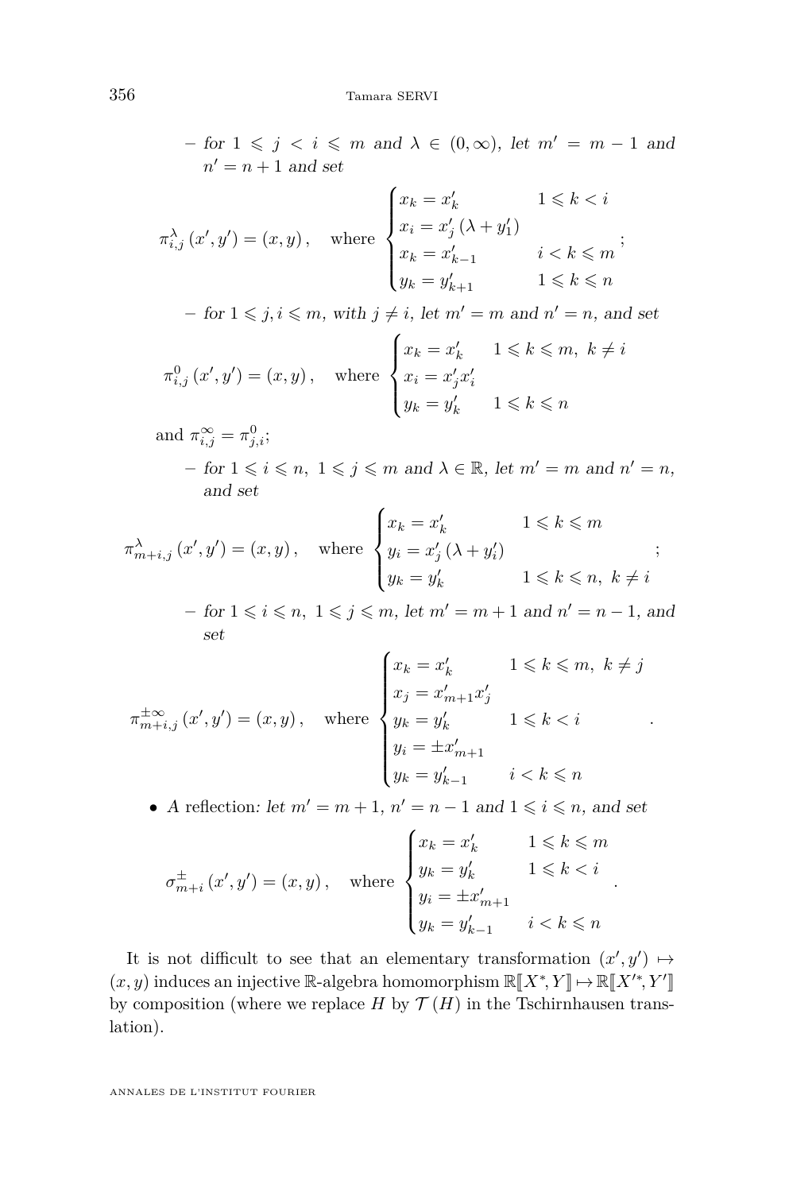– *for* $1 \leqslant j < i \leqslant m$ *and* $\lambda \in (0,\infty)$*, let* $m' = m-1$ *and* $n' = n+1$ *and set*

$$\pi^{\lambda}_{i,j}(x',y') = (x,y), \quad \text{where } \begin{cases} x_k = x'_k & 1 \leqslant k < i \\ x_i = x'_j(\lambda + y'_1) & \\ x_k = x'_{k-1} & i < k \leqslant m \\ y_k = y'_{k+1} & 1 \leqslant k \leqslant n \end{cases};$$

– *for* $1 \leqslant j, i \leqslant m$*, with* $j \neq i$*, let* $m' = m$ *and* $n' = n$*, and set*

$$\pi^{0}_{i,j}(x',y') = (x,y), \quad \text{where } \begin{cases} x_k = x'_k & 1 \leqslant k \leqslant m,\ k \neq i \\ x_i = x'_j x'_i & \\ y_k = y'_k & 1 \leqslant k \leqslant n \end{cases}$$

and $\pi^{\infty}_{i,j} = \pi^{0}_{j,i}$;

– *for* $1 \leqslant i \leqslant n,\ 1 \leqslant j \leqslant m$ *and* $\lambda \in \mathbb{R}$*, let* $m' = m$ *and* $n' = n$*, and set*

$$\pi^{\lambda}_{m+i,j}(x',y') = (x,y), \quad \text{where } \begin{cases} x_k = x'_k & 1 \leqslant k \leqslant m \\ y_i = x'_j(\lambda + y'_i) & \\ y_k = y'_k & 1 \leqslant k \leqslant n,\ k \neq i \end{cases};$$

– *for* $1 \leqslant i \leqslant n,\ 1 \leqslant j \leqslant m$*, let* $m' = m+1$ *and* $n' = n-1$*, and set*

$$\pi^{\pm\infty}_{m+i,j}(x',y') = (x,y), \quad \text{where } \begin{cases} x_k = x'_k & 1 \leqslant k \leqslant m,\ k \neq j \\ x_j = x'_{m+1} x'_j & \\ y_k = y'_k & 1 \leqslant k < i \\ y_i = \pm x'_{m+1} & \\ y_k = y'_{k-1} & i < k \leqslant n \end{cases}.$$

- *A* reflection*: let* $m' = m+1$*,* $n' = n-1$ *and* $1 \leqslant i \leqslant n$*, and set*

$$\sigma^{\pm}_{m+i}(x',y') = (x,y), \quad \text{where } \begin{cases} x_k = x'_k & 1 \leqslant k \leqslant m \\ y_k = y'_k & 1 \leqslant k < i \\ y_i = \pm x'_{m+1} & \\ y_k = y'_{k-1} & i < k \leqslant n \end{cases}.$$

It is not difficult to see that an elementary transformation $(x',y') \mapsto (x,y)$ induces an injective $\mathbb{R}$-algebra homomorphism $\mathbb{R}[\![X^*,Y]\!] \mapsto \mathbb{R}[\![X'^*,Y']\!]$ by composition (where we replace $H$ by $\mathcal{T}(H)$ in the Tschirnhausen translation).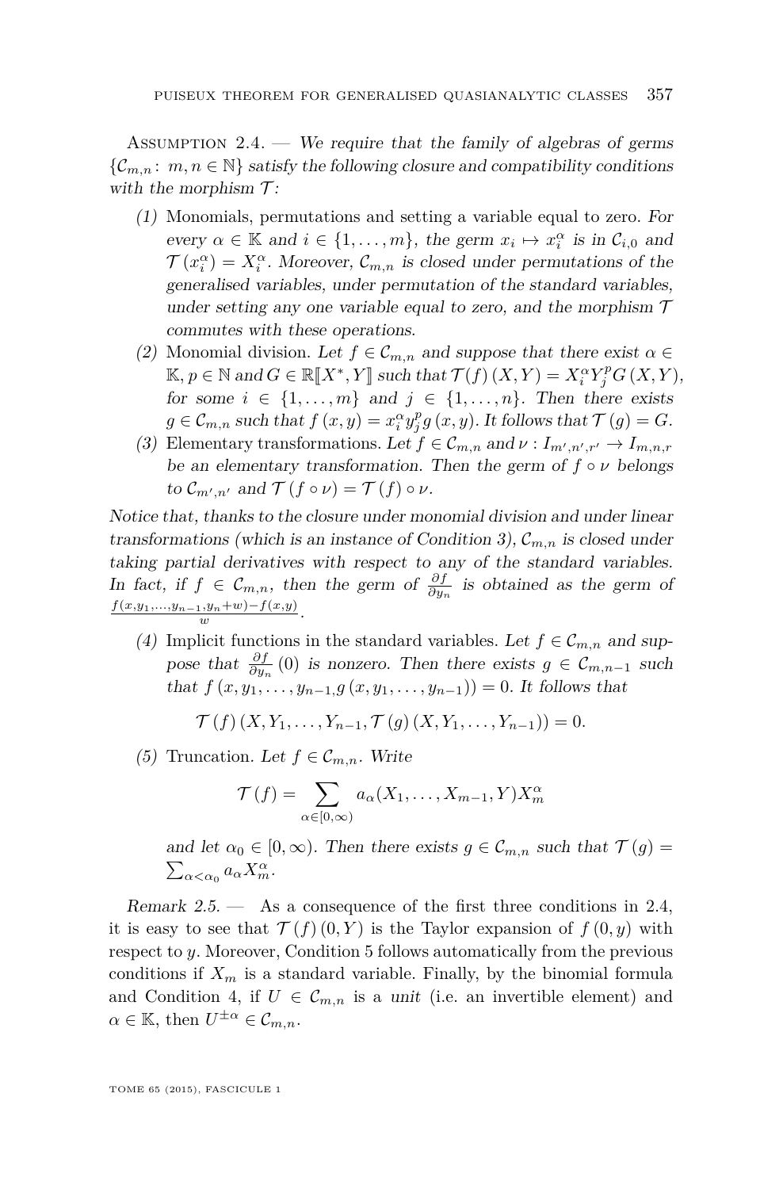Assumption 2.4. — *We require that the family of algebras of germs $\{\mathcal{C}_{m,n}\colon m,n\in\mathbb{N}\}$ satisfy the following closure and compatibility conditions with the morphism $\mathcal{T}$:*

1. Monomials, permutations and setting a variable equal to zero. *For every $\alpha\in\mathbb{K}$ and $i\in\{1,\dots,m\}$, the germ $x_i\mapsto x_i^{\alpha}$ is in $\mathcal{C}_{i,0}$ and $\mathcal{T}(x_i^{\alpha})=X_i^{\alpha}$. Moreover, $\mathcal{C}_{m,n}$ is closed under permutations of the generalised variables, under permutation of the standard variables, under setting any one variable equal to zero, and the morphism $\mathcal{T}$ commutes with these operations.*
2. Monomial division. *Let $f\in\mathcal{C}_{m,n}$ and suppose that there exist $\alpha\in\mathbb{K}$, $p\in\mathbb{N}$ and $G\in\mathbb{R}[\![X^*,Y]\!]$ such that $\mathcal{T}(f)(X,Y)=X_i^{\alpha}Y_j^{p}G(X,Y)$, for some $i\in\{1,\dots,m\}$ and $j\in\{1,\dots,n\}$. Then there exists $g\in\mathcal{C}_{m,n}$ such that $f(x,y)=x_i^{\alpha}y_j^{p}g(x,y)$. It follows that $\mathcal{T}(g)=G$.*
3. Elementary transformations. *Let $f\in\mathcal{C}_{m,n}$ and $\nu\colon I_{m',n',r'}\to I_{m,n,r}$ be an elementary transformation. Then the germ of $f\circ\nu$ belongs to $\mathcal{C}_{m',n'}$ and $\mathcal{T}(f\circ\nu)=\mathcal{T}(f)\circ\nu$.*

*Notice that, thanks to the closure under monomial division and under linear transformations (which is an instance of Condition 3), $\mathcal{C}_{m,n}$ is closed under taking partial derivatives with respect to any of the standard variables. In fact, if $f\in\mathcal{C}_{m,n}$, then the germ of $\frac{\partial f}{\partial y_n}$ is obtained as the germ of $\frac{f(x,y_1,\dots,y_{n-1},y_n+w)-f(x,y)}{w}$.*

4. Implicit functions in the standard variables. *Let $f\in\mathcal{C}_{m,n}$ and suppose that $\frac{\partial f}{\partial y_n}(0)$ is nonzero. Then there exists $g\in\mathcal{C}_{m,n-1}$ such that $f(x,y_1,\dots,y_{n-1},g(x,y_1,\dots,y_{n-1}))=0$. It follows that*

$$\mathcal{T}(f)(X,Y_1,\dots,Y_{n-1},\mathcal{T}(g)(X,Y_1,\dots,Y_{n-1}))=0.$$

5. Truncation. *Let $f\in\mathcal{C}_{m,n}$. Write*

$$\mathcal{T}(f)=\sum_{\alpha\in[0,\infty)}a_{\alpha}(X_1,\dots,X_{m-1},Y)X_m^{\alpha}$$

*and let $\alpha_0\in[0,\infty)$. Then there exists $g\in\mathcal{C}_{m,n}$ such that $\mathcal{T}(g)=\sum_{\alpha<\alpha_0}a_{\alpha}X_m^{\alpha}$.*

*Remark 2.5.* — As a consequence of the first three conditions in 2.4, it is easy to see that $\mathcal{T}(f)(0,Y)$ is the Taylor expansion of $f(0,y)$ with respect to $y$. Moreover, Condition 5 follows automatically from the previous conditions if $X_m$ is a standard variable. Finally, by the binomial formula and Condition 4, if $U\in\mathcal{C}_{m,n}$ is a *unit* (i.e. an invertible element) and $\alpha\in\mathbb{K}$, then $U^{\pm\alpha}\in\mathcal{C}_{m,n}$.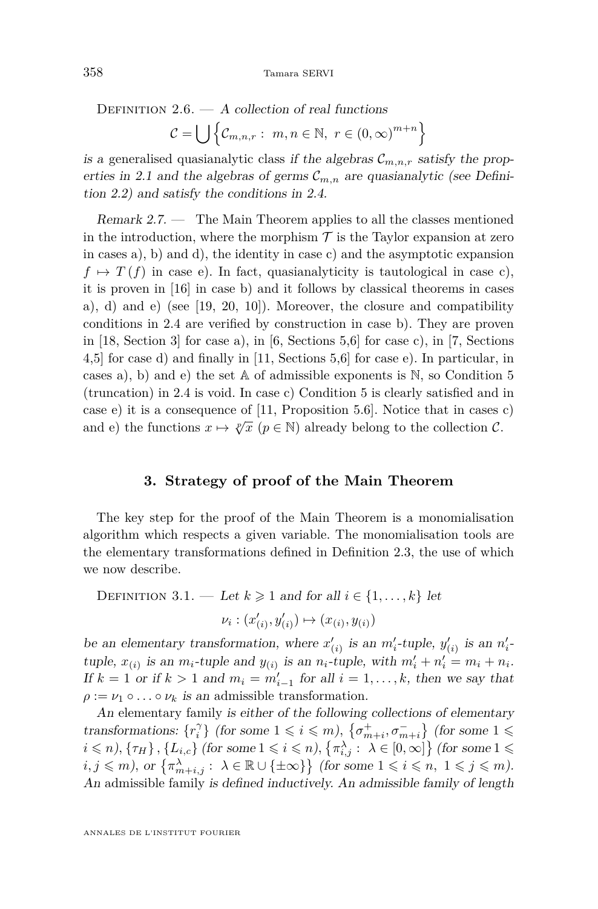Definition 2.6. — *A collection of real functions*

$$\mathcal{C} = \bigcup \left\{ \mathcal{C}_{m,n,r} : \ m,n \in \mathbb{N},\ r \in (0,\infty)^{m+n} \right\}$$

*is a* generalised quasianalytic class *if the algebras $\mathcal{C}_{m,n,r}$ satisfy the properties in 2.1 and the algebras of germs $\mathcal{C}_{m,n}$ are quasianalytic (see Definition 2.2) and satisfy the conditions in 2.4.*

*Remark 2.7.* — The Main Theorem applies to all the classes mentioned in the introduction, where the morphism $\mathcal{T}$ is the Taylor expansion at zero in cases a), b) and d), the identity in case c) and the asymptotic expansion $f \mapsto T(f)$ in case e). In fact, quasianalyticity is tautological in case c), it is proven in [16] in case b) and it follows by classical theorems in cases a), d) and e) (see [19, 20, 10]). Moreover, the closure and compatibility conditions in 2.4 are verified by construction in case b). They are proven in [18, Section 3] for case a), in [6, Sections 5,6] for case c), in [7, Sections 4,5] for case d) and finally in [11, Sections 5,6] for case e). In particular, in cases a), b) and e) the set $\mathbb{A}$ of admissible exponents is $\mathbb{N}$, so Condition 5 (truncation) in 2.4 is void. In case c) Condition 5 is clearly satisfied and in case e) it is a consequence of [11, Proposition 5.6]. Notice that in cases c) and e) the functions $x \mapsto \sqrt[p]{x}$ ($p \in \mathbb{N}$) already belong to the collection $\mathcal{C}$.

## 3. Strategy of proof of the Main Theorem

The key step for the proof of the Main Theorem is a monomialisation algorithm which respects a given variable. The monomialisation tools are the elementary transformations defined in Definition 2.3, the use of which we now describe.

Definition 3.1. — *Let $k \geqslant 1$ and for all $i \in \{1, \dots, k\}$ let*

$$\nu_i : (x'_{(i)}, y'_{(i)}) \mapsto (x_{(i)}, y_{(i)})$$

*be an elementary transformation, where $x'_{(i)}$ is an $m'_i$-tuple, $y'_{(i)}$ is an $n'_i$-tuple, $x_{(i)}$ is an $m_i$-tuple and $y_{(i)}$ is an $n_i$-tuple, with $m'_i + n'_i = m_i + n_i$. If $k = 1$ or if $k > 1$ and $m_i = m'_{i-1}$ for all $i = 1, \dots, k$, then we say that $\rho := \nu_1 \circ \ldots \circ \nu_k$ is an* admissible transformation.

*An* elementary family *is either of the following collections of elementary transformations: $\{r_i^{\gamma}\}$ (for some $1 \leqslant i \leqslant m$), $\{\sigma^+_{m+i}, \sigma^-_{m+i}\}$ (for some $1 \leqslant i \leqslant n$), $\{\tau_H\}$, $\{L_{i,c}\}$ (for some $1 \leqslant i \leqslant n$), $\{\pi^{\lambda}_{i,j} :\ \lambda \in [0,\infty]\}$ (for some $1 \leqslant i,j \leqslant m$), or $\{\pi^{\lambda}_{m+i,j} :\ \lambda \in \mathbb{R} \cup \{\pm\infty\}\}$ (for some $1 \leqslant i \leqslant n,\ 1 \leqslant j \leqslant m$). An* admissible family *is defined inductively. An admissible family of length*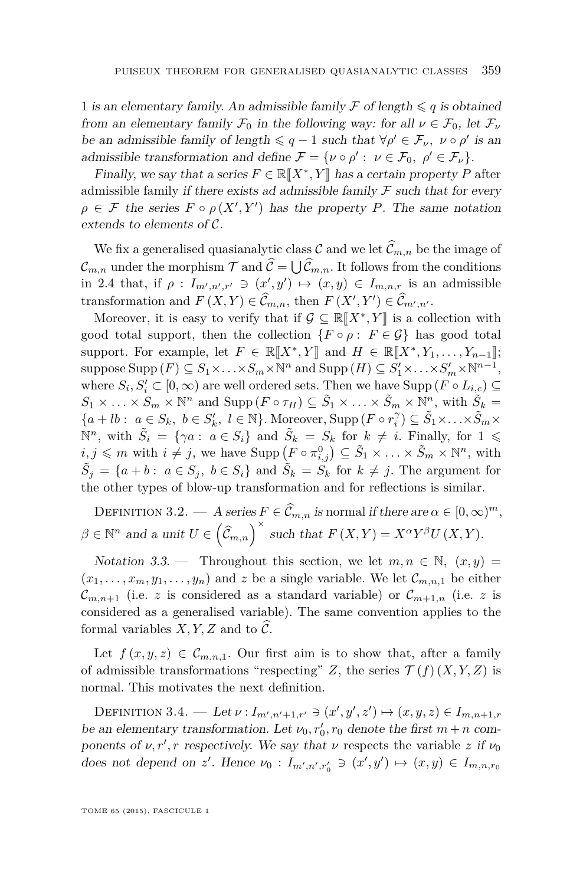1 *is an elementary family. An admissible family $\mathcal{F}$ of length $\leqslant q$ is obtained from an elementary family $\mathcal{F}_0$ in the following way: for all $\nu \in \mathcal{F}_0$, let $\mathcal{F}_\nu$ be an admissible family of length $\leqslant q-1$ such that $\forall \rho' \in \mathcal{F}_\nu,\ \nu \circ \rho'$ is an admissible transformation and define $\mathcal{F} = \{\nu \circ \rho' :\ \nu \in \mathcal{F}_0,\ \rho' \in \mathcal{F}_\nu\}$.*

*Finally, we say that a series $F \in \mathbb{R}[\![X^*, Y]\!]$ has a certain property $P$* after admissible family *if there exists ad admissible family $\mathcal{F}$ such that for every $\rho \in \mathcal{F}$ the series $F \circ \rho\,(X', Y')$ has the property $P$. The same notation extends to elements of $\mathcal{C}$.*

We fix a generalised quasianalytic class $\mathcal{C}$ and we let $\widehat{\mathcal{C}}_{m,n}$ be the image of $\mathcal{C}_{m,n}$ under the morphism $\mathcal{T}$ and $\widehat{\mathcal{C}} = \bigcup \widehat{\mathcal{C}}_{m,n}$. It follows from the conditions in 2.4 that, if $\rho : I_{m',n',r'} \ni (x', y') \mapsto (x, y) \in I_{m,n,r}$ is an admissible transformation and $F(X, Y) \in \widehat{\mathcal{C}}_{m,n}$, then $F(X', Y') \in \widehat{\mathcal{C}}_{m',n'}$.

Moreover, it is easy to verify that if $\mathcal{G} \subseteq \mathbb{R}[\![X^*, Y]\!]$ is a collection with good total support, then the collection $\{F \circ \rho :\ F \in \mathcal{G}\}$ has good total support. For example, let $F \in \mathbb{R}[\![X^*, Y]\!]$ and $H \in \mathbb{R}[\![X^*, Y_1, \ldots, Y_{n-1}]\!]$; suppose $\mathrm{Supp}\,(F) \subseteq S_1 \times \ldots \times S_m \times \mathbb{N}^n$ and $\mathrm{Supp}\,(H) \subseteq S'_1 \times \ldots \times S'_m \times \mathbb{N}^{n-1}$, where $S_i, S'_i \subset [0, \infty)$ are well ordered sets. Then we have $\mathrm{Supp}\,(F \circ L_{i,c}) \subseteq S_1 \times \ldots \times S_m \times \mathbb{N}^n$ and $\mathrm{Supp}\,(F \circ \tau_H) \subseteq \tilde{S}_1 \times \ldots \times \tilde{S}_m \times \mathbb{N}^n$, with $\tilde{S}_k = \{a + lb :\ a \in S_k,\ b \in S'_k,\ l \in \mathbb{N}\}$. Moreover, $\mathrm{Supp}\,(F \circ r_i^\gamma) \subseteq \tilde{S}_1 \times \ldots \times \tilde{S}_m \times \mathbb{N}^n$, with $\tilde{S}_i = \{\gamma a :\ a \in S_i\}$ and $\tilde{S}_k = S_k$ for $k \neq i$. Finally, for $1 \leqslant i, j \leqslant m$ with $i \neq j$, we have $\mathrm{Supp}\left(F \circ \pi^0_{i,j}\right) \subseteq \tilde{S}_1 \times \ldots \times \tilde{S}_m \times \mathbb{N}^n$, with $\tilde{S}_j = \{a + b :\ a \in S_j,\ b \in S_i\}$ and $\tilde{S}_k = S_k$ for $k \neq j$. The argument for the other types of blow-up transformation and for reflections is similar.

Definition 3.2. — *A series $F \in \widehat{\mathcal{C}}_{m,n}$ is* normal *if there are $\alpha \in [0, \infty)^m$, $\beta \in \mathbb{N}^n$ and a unit $U \in \left(\widehat{\mathcal{C}}_{m,n}\right)^\times$ such that $F(X, Y) = X^\alpha Y^\beta U(X, Y)$.*

*Notation 3.3.* — Throughout this section, we let $m, n \in \mathbb{N}$, $(x, y) = (x_1, \ldots, x_m, y_1, \ldots, y_n)$ and $z$ be a single variable. We let $\mathcal{C}_{m,n,1}$ be either $\mathcal{C}_{m,n+1}$ (i.e. $z$ is considered as a standard variable) or $\mathcal{C}_{m+1,n}$ (i.e. $z$ is considered as a generalised variable). The same convention applies to the formal variables $X, Y, Z$ and to $\widehat{\mathcal{C}}$.

Let $f(x, y, z) \in \mathcal{C}_{m,n,1}$. Our first aim is to show that, after a family of admissible transformations "respecting" $Z$, the series $\mathcal{T}(f)(X, Y, Z)$ is normal. This motivates the next definition.

Definition 3.4. — *Let $\nu : I_{m',n'+1,r'} \ni (x', y', z') \mapsto (x, y, z) \in I_{m,n+1,r}$ be an elementary transformation. Let $\nu_0, r'_0, r_0$ denote the first $m + n$ components of $\nu, r', r$ respectively. We say that $\nu$* respects the variable $z$ *if $\nu_0$ does not depend on $z'$. Hence $\nu_0 : I_{m',n',r'_0} \ni (x', y') \mapsto (x, y) \in I_{m,n,r_0}$*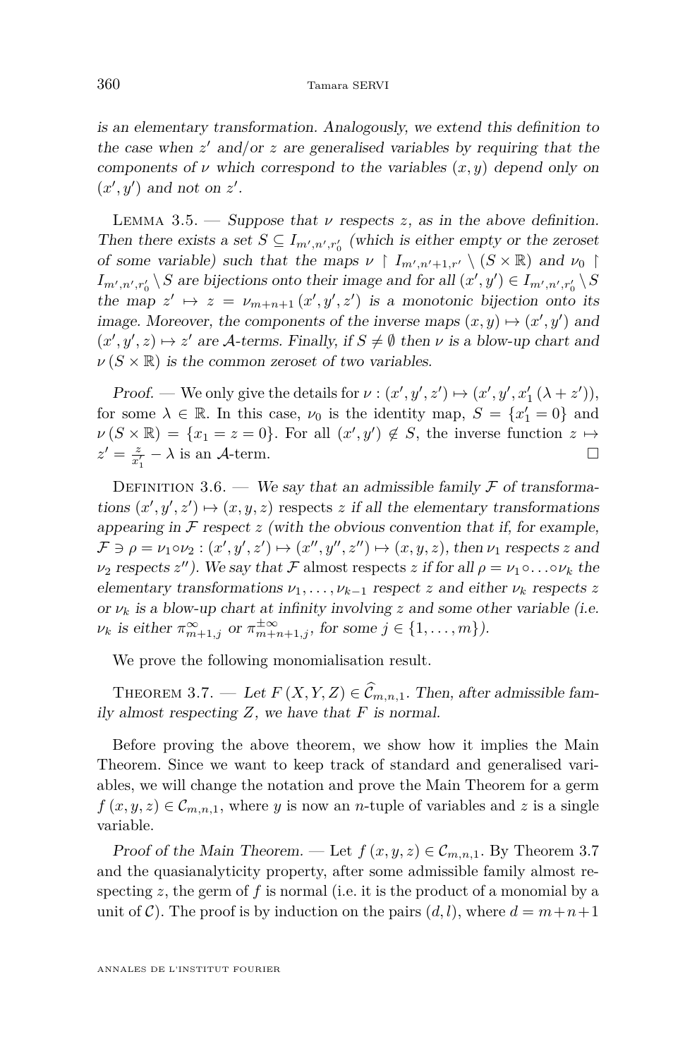*is an elementary transformation. Analogously, we extend this definition to the case when $z'$ and/or $z$ are generalised variables by requiring that the components of $\nu$ which correspond to the variables $(x, y)$ depend only on $(x', y')$ and not on $z'$.*

Lemma 3.5. — *Suppose that $\nu$ respects $z$, as in the above definition. Then there exists a set $S \subseteq I_{m',n',r'_0}$ (which is either empty or the zeroset of some variable) such that the maps $\nu \restriction I_{m',n'+1,r'} \setminus (S \times \mathbb{R})$ and $\nu_0 \restriction I_{m',n',r'_0} \setminus S$ are bijections onto their image and for all $(x', y') \in I_{m',n',r'_0} \setminus S$ the map $z' \mapsto z = \nu_{m+n+1}(x', y', z')$ is a monotonic bijection onto its image. Moreover, the components of the inverse maps $(x, y) \mapsto (x', y')$ and $(x', y', z) \mapsto z'$ are $\mathcal{A}$-terms. Finally, if $S \neq \emptyset$ then $\nu$ is a blow-up chart and $\nu(S \times \mathbb{R})$ is the common zeroset of two variables.*

*Proof.* — We only give the details for $\nu : (x', y', z') \mapsto (x', y', x'_1(\lambda + z'))$, for some $\lambda \in \mathbb{R}$. In this case, $\nu_0$ is the identity map, $S = \{x'_1 = 0\}$ and $\nu(S \times \mathbb{R}) = \{x_1 = z = 0\}$. For all $(x', y') \notin S$, the inverse function $z \mapsto z' = \frac{z}{x'_1} - \lambda$ is an $\mathcal{A}$-term. □

Definition 3.6. — *We say that an admissible family $\mathcal{F}$ of transformations $(x', y', z') \mapsto (x, y, z)$* respects *$z$ if all the elementary transformations appearing in $\mathcal{F}$ respect $z$ (with the obvious convention that if, for example, $\mathcal{F} \ni \rho = \nu_1 \circ \nu_2 : (x', y', z') \mapsto (x'', y'', z'') \mapsto (x, y, z)$, then $\nu_1$ respects $z$ and $\nu_2$ respects $z''$). We say that $\mathcal{F}$* almost respects *$z$ if for all $\rho = \nu_1 \circ \ldots \circ \nu_k$ the elementary transformations $\nu_1, \ldots, \nu_{k-1}$ respect $z$ and either $\nu_k$ respects $z$ or $\nu_k$ is a blow-up chart at infinity involving $z$ and some other variable (i.e. $\nu_k$ is either $\pi^{\infty}_{m+1,j}$ or $\pi^{\pm\infty}_{m+n+1,j}$, for some $j \in \{1, \ldots, m\}$).*

We prove the following monomialisation result.

Theorem 3.7. — *Let $F(X, Y, Z) \in \widehat{\mathcal{C}}_{m,n,1}$. Then, after admissible family almost respecting $Z$, we have that $F$ is normal.*

Before proving the above theorem, we show how it implies the Main Theorem. Since we want to keep track of standard and generalised variables, we will change the notation and prove the Main Theorem for a germ $f(x, y, z) \in \mathcal{C}_{m,n,1}$, where $y$ is now an $n$-tuple of variables and $z$ is a single variable.

*Proof of the Main Theorem.* — Let $f(x, y, z) \in \mathcal{C}_{m,n,1}$. By Theorem 3.7 and the quasianalyticity property, after some admissible family almost respecting $z$, the germ of $f$ is normal (i.e. it is the product of a monomial by a unit of $\mathcal{C}$). The proof is by induction on the pairs $(d, l)$, where $d = m+n+1$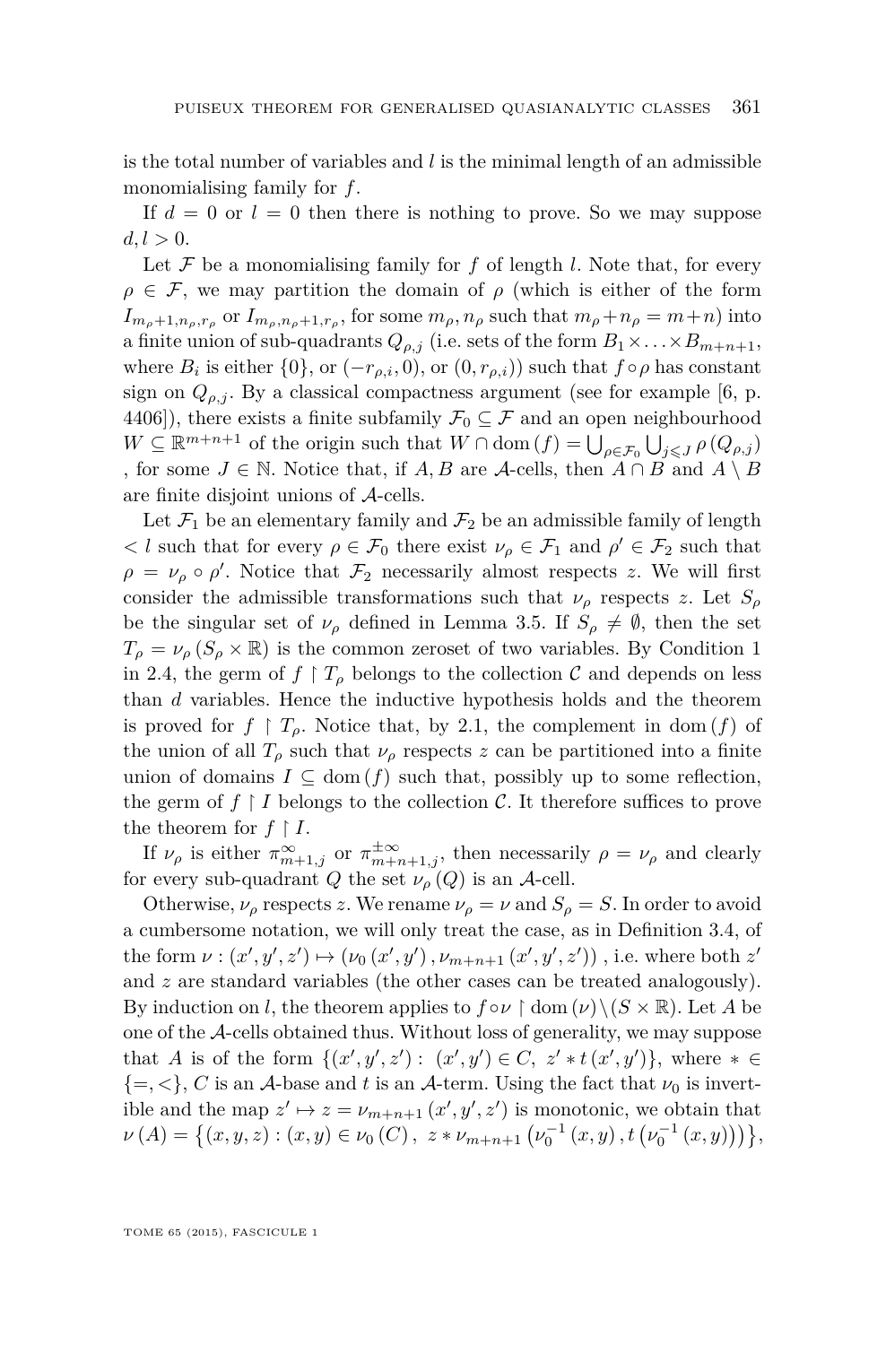is the total number of variables and $l$ is the minimal length of an admissible monomialising family for $f$.

If $d = 0$ or $l = 0$ then there is nothing to prove. So we may suppose $d, l > 0$.

Let $\mathcal{F}$ be a monomialising family for $f$ of length $l$. Note that, for every $\rho \in \mathcal{F}$, we may partition the domain of $\rho$ (which is either of the form $I_{m_\rho+1,n_\rho,r_\rho}$ or $I_{m_\rho,n_\rho+1,r_\rho}$, for some $m_\rho, n_\rho$ such that $m_\rho + n_\rho = m+n$) into a finite union of sub-quadrants $Q_{\rho,j}$ (i.e. sets of the form $B_1 \times \ldots \times B_{m+n+1}$, where $B_i$ is either $\{0\}$, or $(-r_{\rho,i}, 0)$, or $(0, r_{\rho,i})$) such that $f \circ \rho$ has constant sign on $Q_{\rho,j}$. By a classical compactness argument (see for example [6, p. 4406]), there exists a finite subfamily $\mathcal{F}_0 \subseteq \mathcal{F}$ and an open neighbourhood $W \subseteq \mathbb{R}^{m+n+1}$ of the origin such that $W \cap \mathrm{dom}(f) = \bigcup_{\rho \in \mathcal{F}_0} \bigcup_{j \leqslant J} \rho(Q_{\rho,j})$, for some $J \in \mathbb{N}$. Notice that, if $A, B$ are $\mathcal{A}$-cells, then $A \cap B$ and $A \setminus B$ are finite disjoint unions of $\mathcal{A}$-cells.

Let $\mathcal{F}_1$ be an elementary family and $\mathcal{F}_2$ be an admissible family of length $< l$ such that for every $\rho \in \mathcal{F}_0$ there exist $\nu_\rho \in \mathcal{F}_1$ and $\rho' \in \mathcal{F}_2$ such that $\rho = \nu_\rho \circ \rho'$. Notice that $\mathcal{F}_2$ necessarily almost respects $z$. We will first consider the admissible transformations such that $\nu_\rho$ respects $z$. Let $S_\rho$ be the singular set of $\nu_\rho$ defined in Lemma 3.5. If $S_\rho \neq \emptyset$, then the set $T_\rho = \nu_\rho(S_\rho \times \mathbb{R})$ is the common zeroset of two variables. By Condition 1 in 2.4, the germ of $f \restriction T_\rho$ belongs to the collection $\mathcal{C}$ and depends on less than $d$ variables. Hence the inductive hypothesis holds and the theorem is proved for $f \restriction T_\rho$. Notice that, by 2.1, the complement in $\mathrm{dom}(f)$ of the union of all $T_\rho$ such that $\nu_\rho$ respects $z$ can be partitioned into a finite union of domains $I \subseteq \mathrm{dom}(f)$ such that, possibly up to some reflection, the germ of $f \restriction I$ belongs to the collection $\mathcal{C}$. It therefore suffices to prove the theorem for $f \restriction I$.

If $\nu_\rho$ is either $\pi^{\infty}_{m+1,j}$ or $\pi^{\pm\infty}_{m+n+1,j}$, then necessarily $\rho = \nu_\rho$ and clearly for every sub-quadrant $Q$ the set $\nu_\rho(Q)$ is an $\mathcal{A}$-cell.

Otherwise, $\nu_\rho$ respects $z$. We rename $\nu_\rho = \nu$ and $S_\rho = S$. In order to avoid a cumbersome notation, we will only treat the case, as in Definition 3.4, of the form $\nu : (x', y', z') \mapsto (\nu_0(x', y'), \nu_{m+n+1}(x', y', z'))$, i.e. where both $z'$ and $z$ are standard variables (the other cases can be treated analogously). By induction on $l$, the theorem applies to $f \circ \nu \restriction \mathrm{dom}(\nu) \setminus (S \times \mathbb{R})$. Let $A$ be one of the $\mathcal{A}$-cells obtained thus. Without loss of generality, we may suppose that $A$ is of the form $\{(x', y', z') : (x', y') \in C,\ z' * t(x', y')\}$, where $* \in \{=, <\}$, $C$ is an $\mathcal{A}$-base and $t$ is an $\mathcal{A}$-term. Using the fact that $\nu_0$ is invertible and the map $z' \mapsto z = \nu_{m+n+1}(x', y', z')$ is monotonic, we obtain that $\nu(A) = \left\{(x, y, z) : (x, y) \in \nu_0(C),\ z * \nu_{m+n+1}\left(\nu_0^{-1}(x, y), t\left(\nu_0^{-1}(x, y)\right)\right)\right\}$,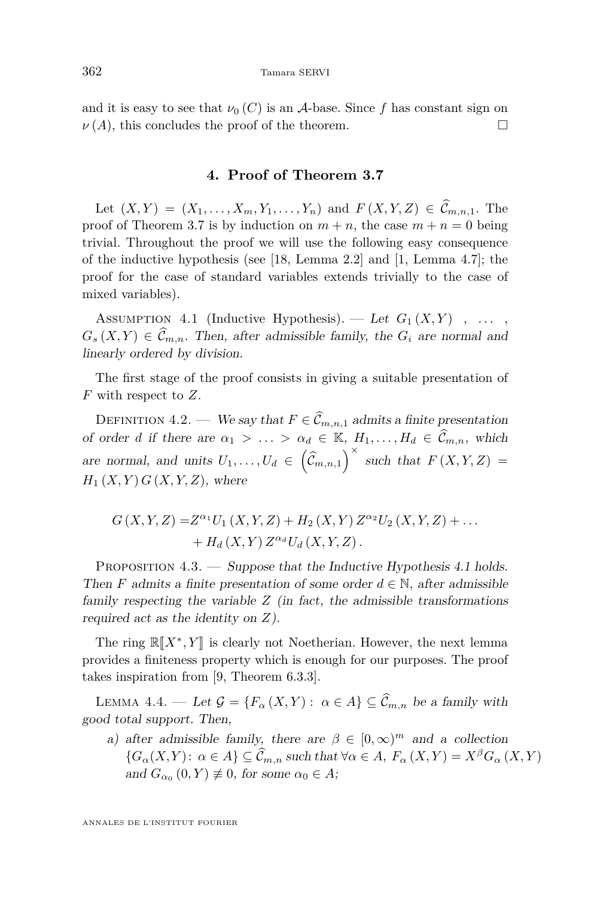and it is easy to see that $\nu_0(C)$ is an $\mathcal{A}$-base. Since $f$ has constant sign on $\nu(A)$, this concludes the proof of the theorem. □

## 4. Proof of Theorem 3.7

Let $(X,Y) = (X_1,\ldots,X_m,Y_1,\ldots,Y_n)$ and $F(X,Y,Z) \in \widehat{\mathcal{C}}_{m,n,1}$. The proof of Theorem 3.7 is by induction on $m+n$, the case $m+n=0$ being trivial. Throughout the proof we will use the following easy consequence of the inductive hypothesis (see [18, Lemma 2.2] and [1, Lemma 4.7]; the proof for the case of standard variables extends trivially to the case of mixed variables).

Assumption 4.1 (Inductive Hypothesis). — *Let $G_1(X,Y)$ , ... , $G_s(X,Y) \in \widehat{\mathcal{C}}_{m,n}$. Then, after admissible family, the $G_i$ are normal and linearly ordered by division.*

The first stage of the proof consists in giving a suitable presentation of $F$ with respect to $Z$.

Definition 4.2. — *We say that $F \in \widehat{\mathcal{C}}_{m,n,1}$ admits a finite presentation of order $d$ if there are $\alpha_1 > \ldots > \alpha_d \in \mathbb{K}$, $H_1,\ldots,H_d \in \widehat{\mathcal{C}}_{m,n}$, which are normal, and units $U_1,\ldots,U_d \in \left(\widehat{\mathcal{C}}_{m,n,1}\right)^{\times}$ such that $F(X,Y,Z) = H_1(X,Y)\,G(X,Y,Z)$, where*

$$G(X,Y,Z) = Z^{\alpha_1}U_1(X,Y,Z) + H_2(X,Y)\,Z^{\alpha_2}U_2(X,Y,Z) + \ldots + H_d(X,Y)\,Z^{\alpha_d}U_d(X,Y,Z).$$

Proposition 4.3. — *Suppose that the Inductive Hypothesis 4.1 holds. Then $F$ admits a finite presentation of some order $d \in \mathbb{N}$, after admissible family respecting the variable $Z$ (in fact, the admissible transformations required act as the identity on $Z$).*

The ring $\mathbb{R}[\![X^*,Y]\!]$ is clearly not Noetherian. However, the next lemma provides a finiteness property which is enough for our purposes. The proof takes inspiration from [9, Theorem 6.3.3].

Lemma 4.4. — *Let $\mathcal{G} = \{F_\alpha(X,Y) : \alpha \in A\} \subseteq \widehat{\mathcal{C}}_{m,n}$ be a family with good total support. Then,*

a) *after admissible family, there are $\beta \in [0,\infty)^m$ and a collection $\{G_\alpha(X,Y) : \alpha \in A\} \subseteq \widehat{\mathcal{C}}_{m,n}$ such that $\forall \alpha \in A$, $F_\alpha(X,Y) = X^\beta G_\alpha(X,Y)$ and $G_{\alpha_0}(0,Y) \not\equiv 0$, for some $\alpha_0 \in A$;*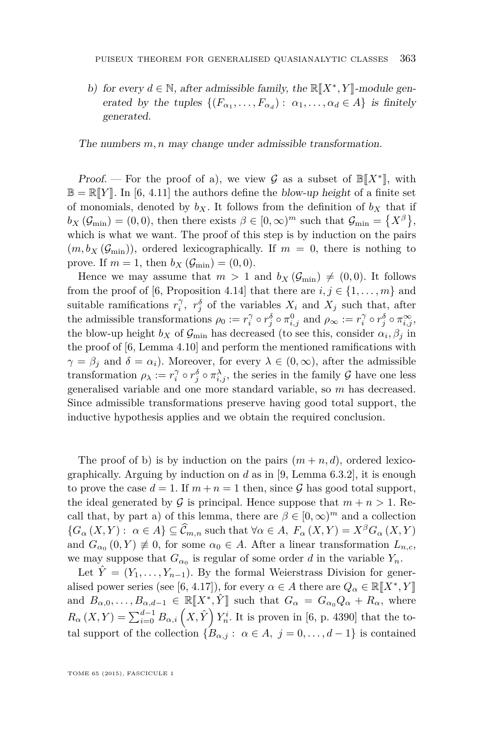b) *for every $d \in \mathbb{N}$, after admissible family, the $\mathbb{R}[\![X^*, Y]\!]$-module generated by the tuples $\{(F_{\alpha_1}, \ldots, F_{\alpha_d}) : \alpha_1, \ldots, \alpha_d \in A\}$ is finitely generated.*

*The numbers $m, n$ may change under admissible transformation.*

*Proof.* — For the proof of a), we view $\mathcal{G}$ as a subset of $\mathbb{B}[\![X^*]\!]$, with $\mathbb{B} = \mathbb{R}[\![Y]\!]$. In [6, 4.11] the authors define the *blow-up height* of a finite set of monomials, denoted by $b_X$. It follows from the definition of $b_X$ that if $b_X(\mathcal{G}_{\min}) = (0,0)$, then there exists $\beta \in [0,\infty)^m$ such that $\mathcal{G}_{\min} = \{X^\beta\}$, which is what we want. The proof of this step is by induction on the pairs $(m, b_X(\mathcal{G}_{\min}))$, ordered lexicographically. If $m = 0$, there is nothing to prove. If $m = 1$, then $b_X(\mathcal{G}_{\min}) = (0,0)$.

Hence we may assume that $m > 1$ and $b_X(\mathcal{G}_{\min}) \neq (0,0)$. It follows from the proof of [6, Proposition 4.14] that there are $i, j \in \{1, \ldots, m\}$ and suitable ramifications $r_i^\gamma$, $r_j^\delta$ of the variables $X_i$ and $X_j$ such that, after the admissible transformations $\rho_0 := r_i^\gamma \circ r_j^\delta \circ \pi_{i,j}^0$ and $\rho_\infty := r_i^\gamma \circ r_j^\delta \circ \pi_{i,j}^\infty$, the blow-up height $b_X$ of $\mathcal{G}_{\min}$ has decreased (to see this, consider $\alpha_i, \beta_j$ in the proof of [6, Lemma 4.10] and perform the mentioned ramifications with $\gamma = \beta_j$ and $\delta = \alpha_i$). Moreover, for every $\lambda \in (0,\infty)$, after the admissible transformation $\rho_\lambda := r_i^\gamma \circ r_j^\delta \circ \pi_{i,j}^\lambda$, the series in the family $\mathcal{G}$ have one less generalised variable and one more standard variable, so $m$ has decreased. Since admissible transformations preserve having good total support, the inductive hypothesis applies and we obtain the required conclusion.

The proof of b) is by induction on the pairs $(m+n, d)$, ordered lexicographically. Arguing by induction on $d$ as in [9, Lemma 6.3.2], it is enough to prove the case $d = 1$. If $m + n = 1$ then, since $\mathcal{G}$ has good total support, the ideal generated by $\mathcal{G}$ is principal. Hence suppose that $m + n > 1$. Recall that, by part a) of this lemma, there are $\beta \in [0,\infty)^m$ and a collection $\{G_\alpha(X,Y) : \alpha \in A\} \subseteq \widehat{\mathcal{C}}_{m,n}$ such that $\forall \alpha \in A$, $F_\alpha(X,Y) = X^\beta G_\alpha(X,Y)$ and $G_{\alpha_0}(0,Y) \not\equiv 0$, for some $\alpha_0 \in A$. After a linear transformation $L_{n,c}$, we may suppose that $G_{\alpha_0}$ is regular of some order $d$ in the variable $Y_n$.

Let $\hat{Y} = (Y_1, \ldots, Y_{n-1})$. By the formal Weierstrass Division for generalised power series (see [6, 4.17]), for every $\alpha \in A$ there are $Q_\alpha \in \mathbb{R}[\![X^*, Y]\!]$ and $B_{\alpha,0}, \ldots, B_{\alpha,d-1} \in \mathbb{R}[\![X^*, \hat{Y}]\!]$ such that $G_\alpha = G_{\alpha_0} Q_\alpha + R_\alpha$, where $R_\alpha(X,Y) = \sum_{i=0}^{d-1} B_{\alpha,i}\left(X, \hat{Y}\right) Y_n^i$. It is proven in [6, p. 4390] that the total support of the collection $\{B_{\alpha,j} : \alpha \in A,\ j = 0, \ldots, d-1\}$ is contained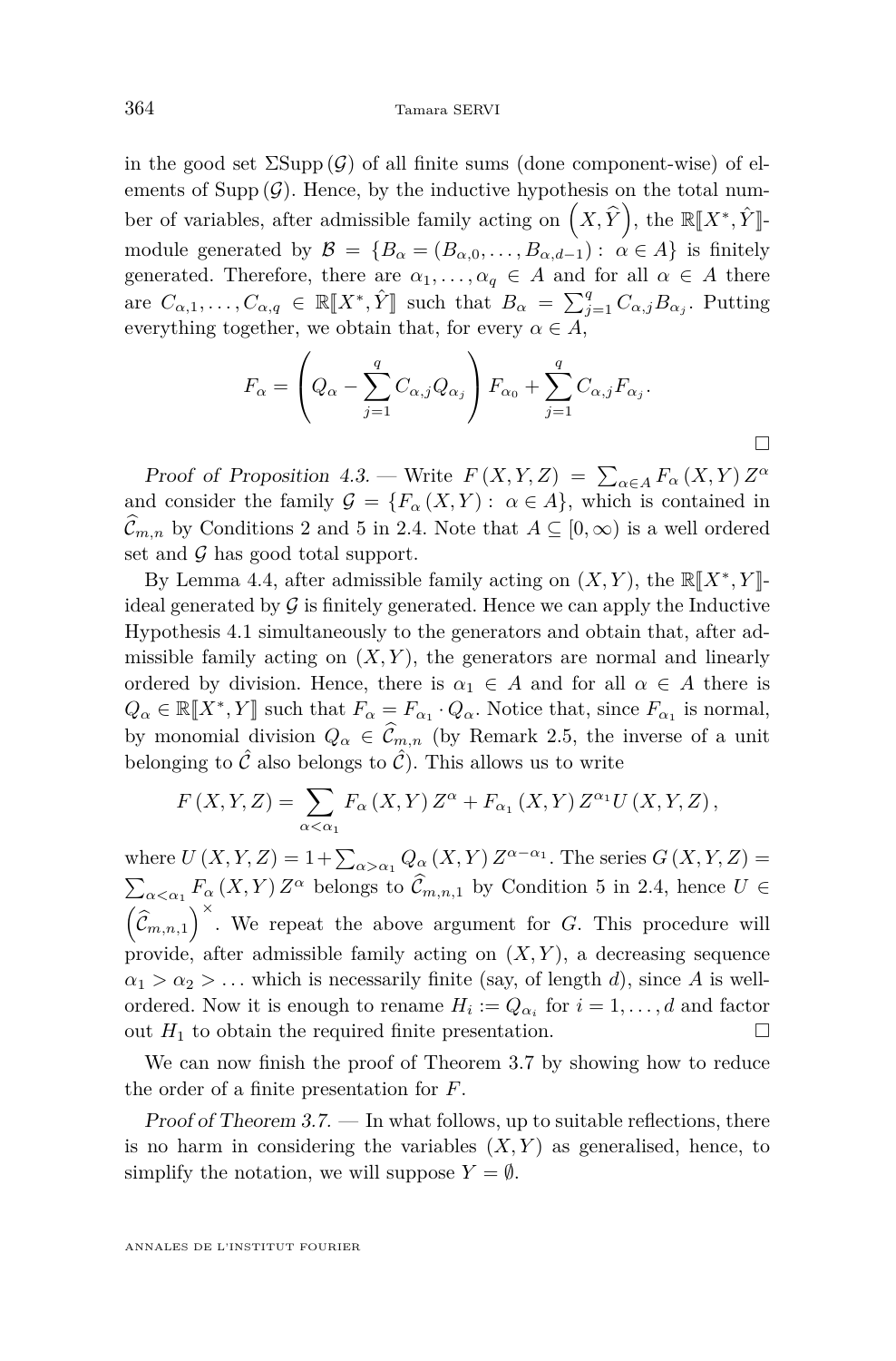in the good set $\Sigma\mathrm{Supp}\,(\mathcal{G})$ of all finite sums (done component-wise) of elements of $\mathrm{Supp}\,(\mathcal{G})$. Hence, by the inductive hypothesis on the total number of variables, after admissible family acting on $\left(X,\widehat{Y}\right)$, the $\mathbb{R}[\![X^*,\hat{Y}]\!]$-module generated by $\mathcal{B}=\{B_\alpha=(B_{\alpha,0},\dots,B_{\alpha,d-1}):\ \alpha\in A\}$ is finitely generated. Therefore, there are $\alpha_1,\dots,\alpha_q\in A$ and for all $\alpha\in A$ there are $C_{\alpha,1},\dots,C_{\alpha,q}\in\mathbb{R}[\![X^*,\hat{Y}]\!]$ such that $B_\alpha=\sum_{j=1}^q C_{\alpha,j}B_{\alpha_j}$. Putting everything together, we obtain that, for every $\alpha\in A$,

$$F_\alpha=\left(Q_\alpha-\sum_{j=1}^q C_{\alpha,j}Q_{\alpha_j}\right)F_{\alpha_0}+\sum_{j=1}^q C_{\alpha,j}F_{\alpha_j}.$$

□

*Proof of Proposition 4.3.* — Write $F\,(X,Y,Z)=\sum_{\alpha\in A}F_\alpha\,(X,Y)\,Z^\alpha$ and consider the family $\mathcal{G}=\{F_\alpha\,(X,Y):\ \alpha\in A\}$, which is contained in $\widehat{\mathcal{C}}_{m,n}$ by Conditions 2 and 5 in 2.4. Note that $A\subseteq[0,\infty)$ is a well ordered set and $\mathcal{G}$ has good total support.

By Lemma 4.4, after admissible family acting on $(X,Y)$, the $\mathbb{R}[\![X^*,Y]\!]$-ideal generated by $\mathcal{G}$ is finitely generated. Hence we can apply the Inductive Hypothesis 4.1 simultaneously to the generators and obtain that, after admissible family acting on $(X,Y)$, the generators are normal and linearly ordered by division. Hence, there is $\alpha_1\in A$ and for all $\alpha\in A$ there is $Q_\alpha\in\mathbb{R}[\![X^*,Y]\!]$ such that $F_\alpha=F_{\alpha_1}\cdot Q_\alpha$. Notice that, since $F_{\alpha_1}$ is normal, by monomial division $Q_\alpha\in\widehat{\mathcal{C}}_{m,n}$ (by Remark 2.5, the inverse of a unit belonging to $\hat{\mathcal{C}}$ also belongs to $\hat{\mathcal{C}}$). This allows us to write

$$F\,(X,Y,Z)=\sum_{\alpha<\alpha_1}F_\alpha\,(X,Y)\,Z^\alpha+F_{\alpha_1}\,(X,Y)\,Z^{\alpha_1}U\,(X,Y,Z)\,,$$

where $U\,(X,Y,Z)=1+\sum_{\alpha>\alpha_1}Q_\alpha\,(X,Y)\,Z^{\alpha-\alpha_1}$. The series $G\,(X,Y,Z)=\sum_{\alpha<\alpha_1}F_\alpha\,(X,Y)\,Z^\alpha$ belongs to $\widehat{\mathcal{C}}_{m,n,1}$ by Condition 5 in 2.4, hence $U\in\left(\widehat{\mathcal{C}}_{m,n,1}\right)^\times$. We repeat the above argument for $G$. This procedure will provide, after admissible family acting on $(X,Y)$, a decreasing sequence $\alpha_1>\alpha_2>\dots$ which is necessarily finite (say, of length $d$), since $A$ is well-ordered. Now it is enough to rename $H_i:=Q_{\alpha_i}$ for $i=1,\dots,d$ and factor out $H_1$ to obtain the required finite presentation. □

We can now finish the proof of Theorem 3.7 by showing how to reduce the order of a finite presentation for $F$.

*Proof of Theorem 3.7.* — In what follows, up to suitable reflections, there is no harm in considering the variables $(X,Y)$ as generalised, hence, to simplify the notation, we will suppose $Y=\emptyset$.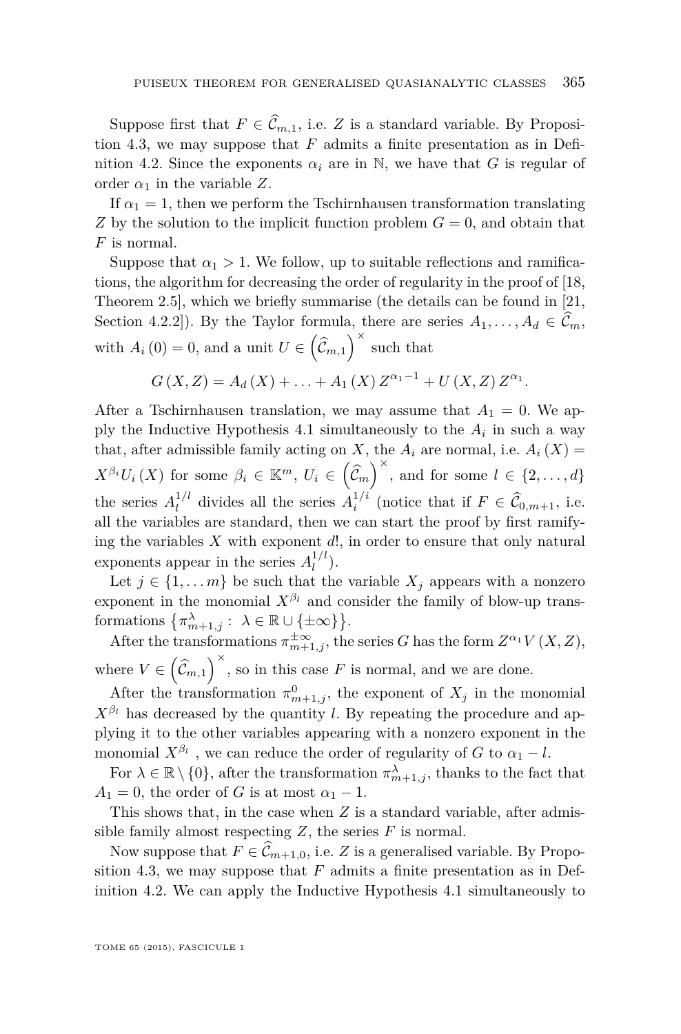Suppose first that $F \in \widehat{\mathcal{C}}_{m,1}$, i.e. $Z$ is a standard variable. By Proposition 4.3, we may suppose that $F$ admits a finite presentation as in Definition 4.2. Since the exponents $\alpha_i$ are in $\mathbb{N}$, we have that $G$ is regular of order $\alpha_1$ in the variable $Z$.

If $\alpha_1 = 1$, then we perform the Tschirnhausen transformation translating $Z$ by the solution to the implicit function problem $G = 0$, and obtain that $F$ is normal.

Suppose that $\alpha_1 > 1$. We follow, up to suitable reflections and ramifications, the algorithm for decreasing the order of regularity in the proof of [18, Theorem 2.5], which we briefly summarise (the details can be found in [21, Section 4.2.2]). By the Taylor formula, there are series $A_1, \ldots, A_d \in \widehat{\mathcal{C}}_m$, with $A_i(0) = 0$, and a unit $U \in \left(\widehat{\mathcal{C}}_{m,1}\right)^\times$ such that

$$G(X,Z) = A_d(X) + \ldots + A_1(X) Z^{\alpha_1 - 1} + U(X,Z) Z^{\alpha_1}.$$

After a Tschirnhausen translation, we may assume that $A_1 = 0$. We apply the Inductive Hypothesis 4.1 simultaneously to the $A_i$ in such a way that, after admissible family acting on $X$, the $A_i$ are normal, i.e. $A_i(X) = X^{\beta_i} U_i(X)$ for some $\beta_i \in \mathbb{K}^m$, $U_i \in \left(\widehat{\mathcal{C}}_m\right)^\times$, and for some $l \in \{2, \ldots, d\}$ the series $A_l^{1/l}$ divides all the series $A_i^{1/i}$ (notice that if $F \in \widehat{\mathcal{C}}_{0,m+1}$, i.e. all the variables are standard, then we can start the proof by first ramifying the variables $X$ with exponent $d!$, in order to ensure that only natural exponents appear in the series $A_l^{1/l}$).

Let $j \in \{1, \ldots m\}$ be such that the variable $X_j$ appears with a nonzero exponent in the monomial $X^{\beta_l}$ and consider the family of blow-up transformations $\left\{\pi_{m+1,j}^\lambda : \lambda \in \mathbb{R} \cup \{\pm\infty\}\right\}$.

After the transformations $\pi_{m+1,j}^{\pm\infty}$, the series $G$ has the form $Z^{\alpha_1} V(X,Z)$, where $V \in \left(\widehat{\mathcal{C}}_{m,1}\right)^\times$, so in this case $F$ is normal, and we are done.

After the transformation $\pi_{m+1,j}^0$, the exponent of $X_j$ in the monomial $X^{\beta_l}$ has decreased by the quantity $l$. By repeating the procedure and applying it to the other variables appearing with a nonzero exponent in the monomial $X^{\beta_l}$ , we can reduce the order of regularity of $G$ to $\alpha_1 - l$.

For $\lambda \in \mathbb{R} \setminus \{0\}$, after the transformation $\pi_{m+1,j}^\lambda$, thanks to the fact that $A_1 = 0$, the order of $G$ is at most $\alpha_1 - 1$.

This shows that, in the case when $Z$ is a standard variable, after admissible family almost respecting $Z$, the series $F$ is normal.

Now suppose that $F \in \widehat{\mathcal{C}}_{m+1,0}$, i.e. $Z$ is a generalised variable. By Proposition 4.3, we may suppose that $F$ admits a finite presentation as in Definition 4.2. We can apply the Inductive Hypothesis 4.1 simultaneously to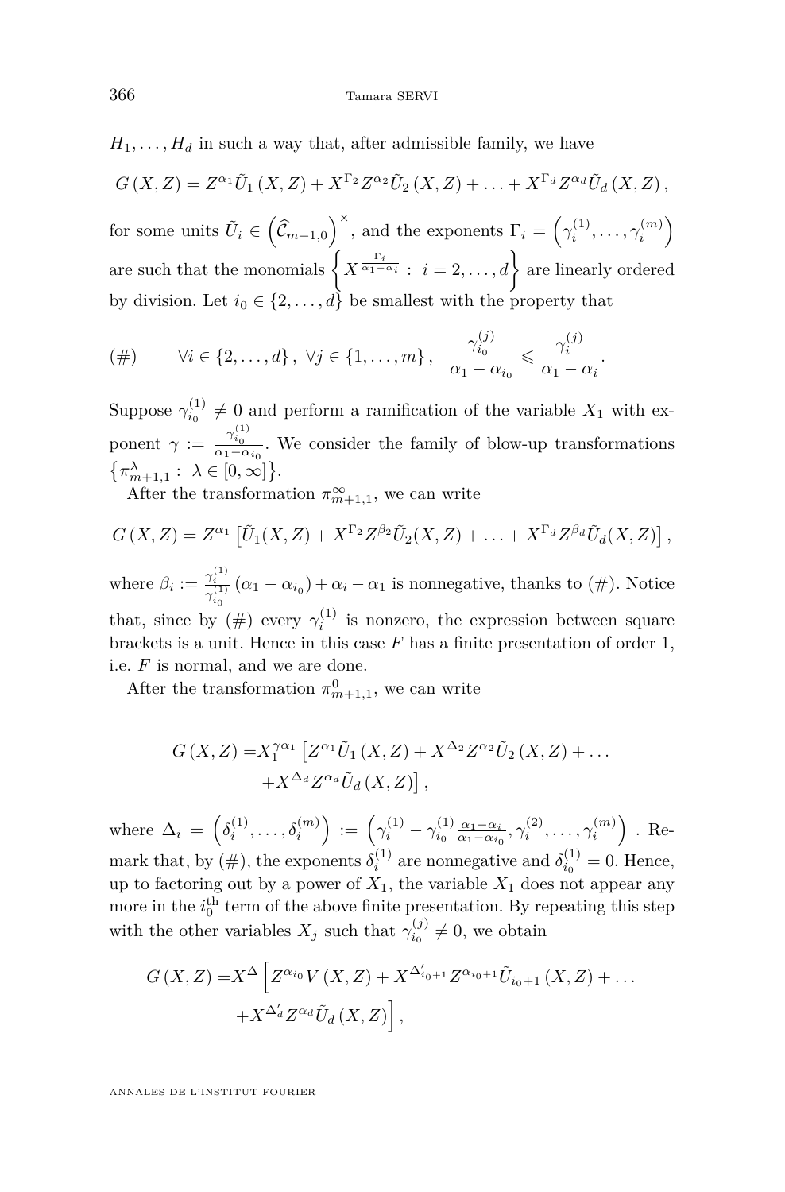$H_1, \ldots, H_d$ in such a way that, after admissible family, we have

$$G(X,Z) = Z^{\alpha_1}\tilde{U}_1(X,Z) + X^{\Gamma_2}Z^{\alpha_2}\tilde{U}_2(X,Z) + \ldots + X^{\Gamma_d}Z^{\alpha_d}\tilde{U}_d(X,Z),$$

for some units $\tilde{U}_i \in \left(\widehat{\mathcal{C}}_{m+1,0}\right)^{\times}$, and the exponents $\Gamma_i = \left(\gamma_i^{(1)}, \ldots, \gamma_i^{(m)}\right)$ are such that the monomials $\left\{X^{\frac{\Gamma_i}{\alpha_1-\alpha_i}} : i = 2, \ldots, d\right\}$ are linearly ordered by division. Let $i_0 \in \{2, \ldots, d\}$ be smallest with the property that

$$(\#) \qquad \forall i \in \{2, \ldots, d\},\ \forall j \in \{1, \ldots, m\},\quad \frac{\gamma_{i_0}^{(j)}}{\alpha_1 - \alpha_{i_0}} \leqslant \frac{\gamma_i^{(j)}}{\alpha_1 - \alpha_i}.$$

Suppose $\gamma_{i_0}^{(1)} \neq 0$ and perform a ramification of the variable $X_1$ with exponent $\gamma := \frac{\gamma_{i_0}^{(1)}}{\alpha_1-\alpha_{i_0}}$. We consider the family of blow-up transformations $\left\{\pi_{m+1,1}^{\lambda} : \lambda \in [0,\infty]\right\}$.

After the transformation $\pi_{m+1,1}^{\infty}$, we can write

$$G(X,Z) = Z^{\alpha_1}\left[\tilde{U}_1(X,Z) + X^{\Gamma_2}Z^{\beta_2}\tilde{U}_2(X,Z) + \ldots + X^{\Gamma_d}Z^{\beta_d}\tilde{U}_d(X,Z)\right],$$

where $\beta_i := \frac{\gamma_i^{(1)}}{\gamma_{i_0}^{(1)}}(\alpha_1 - \alpha_{i_0}) + \alpha_i - \alpha_1$ is nonnegative, thanks to (#). Notice that, since by (#) every $\gamma_i^{(1)}$ is nonzero, the expression between square brackets is a unit. Hence in this case $F$ has a finite presentation of order 1, i.e. $F$ is normal, and we are done.

After the transformation $\pi_{m+1,1}^{0}$, we can write

$$\begin{aligned} G(X,Z) = & X_1^{\gamma\alpha_1}\left[Z^{\alpha_1}\tilde{U}_1(X,Z) + X^{\Delta_2}Z^{\alpha_2}\tilde{U}_2(X,Z) + \ldots \right.\\ & \left. + X^{\Delta_d}Z^{\alpha_d}\tilde{U}_d(X,Z)\right], \end{aligned}$$

where $\Delta_i = \left(\delta_i^{(1)}, \ldots, \delta_i^{(m)}\right) := \left(\gamma_i^{(1)} - \gamma_{i_0}^{(1)}\frac{\alpha_1-\alpha_i}{\alpha_1-\alpha_{i_0}}, \gamma_i^{(2)}, \ldots, \gamma_i^{(m)}\right)$. Remark that, by (#), the exponents $\delta_i^{(1)}$ are nonnegative and $\delta_{i_0}^{(1)} = 0$. Hence, up to factoring out by a power of $X_1$, the variable $X_1$ does not appear any more in the $i_0^{\text{th}}$ term of the above finite presentation. By repeating this step with the other variables $X_j$ such that $\gamma_{i_0}^{(j)} \neq 0$, we obtain

$$\begin{aligned} G(X,Z) = & X^{\Delta}\left[Z^{\alpha_{i_0}}V(X,Z) + X^{\Delta'_{i_0+1}}Z^{\alpha_{i_0+1}}\tilde{U}_{i_0+1}(X,Z) + \ldots \right.\\ & \left. + X^{\Delta'_d}Z^{\alpha_d}\tilde{U}_d(X,Z)\right], \end{aligned}$$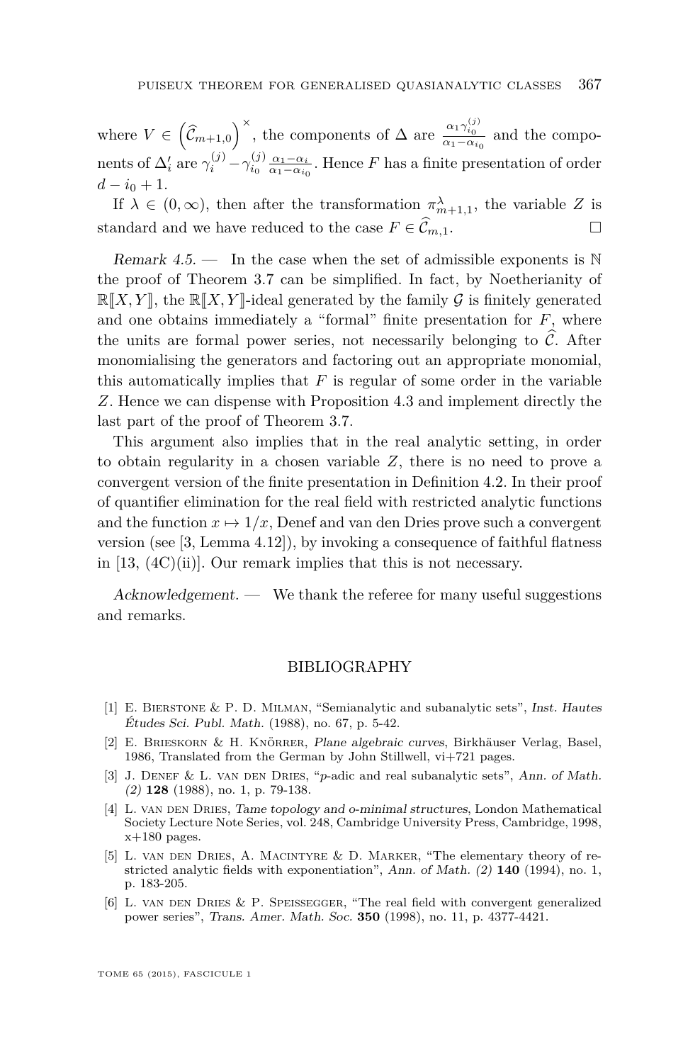where $V \in \left(\widehat{\mathcal{C}}_{m+1,0}\right)^{\times}$, the components of $\Delta$ are $\frac{\alpha_1 \gamma_{i_0}^{(j)}}{\alpha_1 - \alpha_{i_0}}$ and the components of $\Delta_i'$ are $\gamma_i^{(j)} - \gamma_{i_0}^{(j)} \frac{\alpha_1 - \alpha_i}{\alpha_1 - \alpha_{i_0}}$. Hence $F$ has a finite presentation of order $d - i_0 + 1$.

If $\lambda \in (0, \infty)$, then after the transformation $\pi_{m+1,1}^{\lambda}$, the variable $Z$ is standard and we have reduced to the case $F \in \widehat{\mathcal{C}}_{m,1}$. □

*Remark 4.5.* — In the case when the set of admissible exponents is $\mathbb{N}$ the proof of Theorem 3.7 can be simplified. In fact, by Noetherianity of $\mathbb{R}[\![X, Y]\!]$, the $\mathbb{R}[\![X, Y]\!]$-ideal generated by the family $\mathcal{G}$ is finitely generated and one obtains immediately a "formal" finite presentation for $F$, where the units are formal power series, not necessarily belonging to $\widehat{\mathcal{C}}$. After monomialising the generators and factoring out an appropriate monomial, this automatically implies that $F$ is regular of some order in the variable $Z$. Hence we can dispense with Proposition 4.3 and implement directly the last part of the proof of Theorem 3.7.

This argument also implies that in the real analytic setting, in order to obtain regularity in a chosen variable $Z$, there is no need to prove a convergent version of the finite presentation in Definition 4.2. In their proof of quantifier elimination for the real field with restricted analytic functions and the function $x \mapsto 1/x$, Denef and van den Dries prove such a convergent version (see [3, Lemma 4.12]), by invoking a consequence of faithful flatness in [13, (4C)(ii)]. Our remark implies that this is not necessary.

*Acknowledgement.* — We thank the referee for many useful suggestions and remarks.

## BIBLIOGRAPHY

[1] E. Bierstone & P. D. Milman, "Semianalytic and subanalytic sets", *Inst. Hautes Études Sci. Publ. Math.* (1988), no. 67, p. 5-42.

[2] E. Brieskorn & H. Knörrer, *Plane algebraic curves*, Birkhäuser Verlag, Basel, 1986, Translated from the German by John Stillwell, vi+721 pages.

[3] J. Denef & L. van den Dries, "$p$-adic and real subanalytic sets", *Ann. of Math. (2)* **128** (1988), no. 1, p. 79-138.

[4] L. van den Dries, *Tame topology and o-minimal structures*, London Mathematical Society Lecture Note Series, vol. 248, Cambridge University Press, Cambridge, 1998, x+180 pages.

[5] L. van den Dries, A. Macintyre & D. Marker, "The elementary theory of restricted analytic fields with exponentiation", *Ann. of Math. (2)* **140** (1994), no. 1, p. 183-205.

[6] L. van den Dries & P. Speissegger, "The real field with convergent generalized power series", *Trans. Amer. Math. Soc.* **350** (1998), no. 11, p. 4377-4421.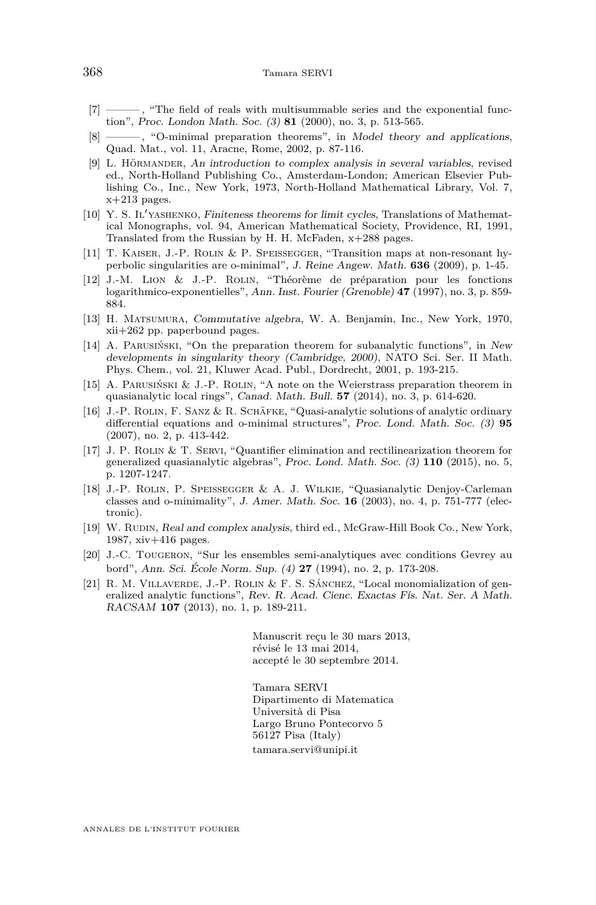[7] ———, "The field of reals with multisummable series and the exponential function", *Proc. London Math. Soc. (3)* **81** (2000), no. 3, p. 513-565.

[8] ———, "O-minimal preparation theorems", in *Model theory and applications*, Quad. Mat., vol. 11, Aracne, Rome, 2002, p. 87-116.

[9] L. Hörmander, *An introduction to complex analysis in several variables*, revised ed., North-Holland Publishing Co., Amsterdam-London; American Elsevier Publishing Co., Inc., New York, 1973, North-Holland Mathematical Library, Vol. 7, x+213 pages.

[10] Y. S. Il′yashenko, *Finiteness theorems for limit cycles*, Translations of Mathematical Monographs, vol. 94, American Mathematical Society, Providence, RI, 1991, Translated from the Russian by H. H. McFaden, x+288 pages.

[11] T. Kaiser, J.-P. Rolin & P. Speissegger, "Transition maps at non-resonant hyperbolic singularities are o-minimal", *J. Reine Angew. Math.* **636** (2009), p. 1-45.

[12] J.-M. Lion & J.-P. Rolin, "Théorème de préparation pour les fonctions logarithmico-exponentielles", *Ann. Inst. Fourier (Grenoble)* **47** (1997), no. 3, p. 859-884.

[13] H. Matsumura, *Commutative algebra*, W. A. Benjamin, Inc., New York, 1970, xii+262 pp. paperbound pages.

[14] A. Parusiński, "On the preparation theorem for subanalytic functions", in *New developments in singularity theory (Cambridge, 2000)*, NATO Sci. Ser. II Math. Phys. Chem., vol. 21, Kluwer Acad. Publ., Dordrecht, 2001, p. 193-215.

[15] A. Parusiński & J.-P. Rolin, "A note on the Weierstrass preparation theorem in quasianalytic local rings", *Canad. Math. Bull.* **57** (2014), no. 3, p. 614-620.

[16] J.-P. Rolin, F. Sanz & R. Schäfke, "Quasi-analytic solutions of analytic ordinary differential equations and o-minimal structures", *Proc. Lond. Math. Soc. (3)* **95** (2007), no. 2, p. 413-442.

[17] J. P. Rolin & T. Servi, "Quantifier elimination and rectilinearization theorem for generalized quasianalytic algebras", *Proc. Lond. Math. Soc. (3)* **110** (2015), no. 5, p. 1207-1247.

[18] J.-P. Rolin, P. Speissegger & A. J. Wilkie, "Quasianalytic Denjoy-Carleman classes and o-minimality", *J. Amer. Math. Soc.* **16** (2003), no. 4, p. 751-777 (electronic).

[19] W. Rudin, *Real and complex analysis*, third ed., McGraw-Hill Book Co., New York, 1987, xiv+416 pages.

[20] J.-C. Tougeron, "Sur les ensembles semi-analytiques avec conditions Gevrey au bord", *Ann. Sci. École Norm. Sup. (4)* **27** (1994), no. 2, p. 173-208.

[21] R. M. Villaverde, J.-P. Rolin & F. S. Sánchez, "Local monomialization of generalized analytic functions", *Rev. R. Acad. Cienc. Exactas Fís. Nat. Ser. A Math. RACSAM* **107** (2013), no. 1, p. 189-211.

Manuscrit reçu le 30 mars 2013,
révisé le 13 mai 2014,
accepté le 30 septembre 2014.

Tamara SERVI
Dipartimento di Matematica
Università di Pisa
Largo Bruno Pontecorvo 5
56127 Pisa (Italy)
tamara.servi@unipi.it